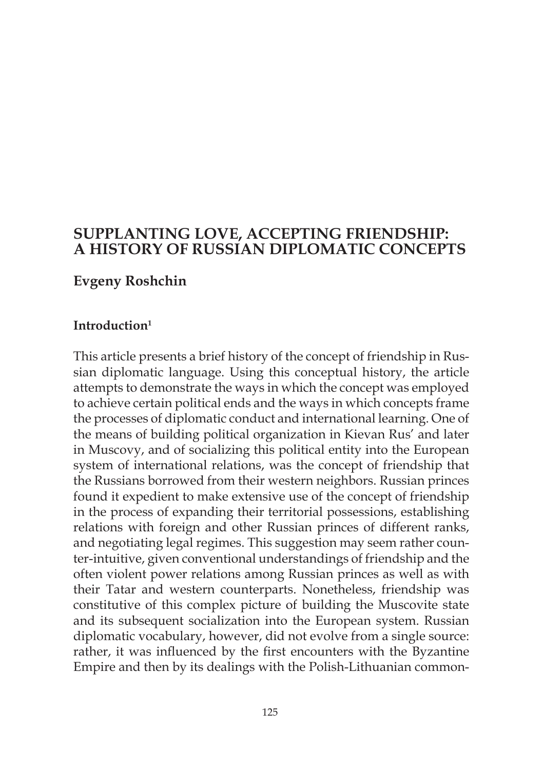# SUPPLANTING LOVE, ACCEPTING FRIENDSHIP: A HISTORY OF RUSSIAN DIPLOMATIC CONCEPTS

**Evgeny Roshchin**

## Introduction[1]

This article presents a brief history of the concept of friendship in Russian diplomatic language. Using this conceptual history, the article attempts to demonstrate the ways in which the concept was employed to achieve certain political ends and the ways in which concepts frame the processes of diplomatic conduct and international learning. One of the means of building political organization in Kievan Rus' and later in Muscovy, and of socializing this political entity into the European system of international relations, was the concept of friendship that the Russians borrowed from their western neighbors. Russian princes found it expedient to make extensive use of the concept of friendship in the process of expanding their territorial possessions, establishing relations with foreign and other Russian princes of different ranks, and negotiating legal regimes. This suggestion may seem rather counter-intuitive, given conventional understandings of friendship and the often violent power relations among Russian princes as well as with their Tatar and western counterparts. Nonetheless, friendship was constitutive of this complex picture of building the Muscovite state and its subsequent socialization into the European system. Russian diplomatic vocabulary, however, did not evolve from a single source: rather, it was influenced by the first encounters with the Byzantine Empire and then by its dealings with the Polish-Lithuanian common-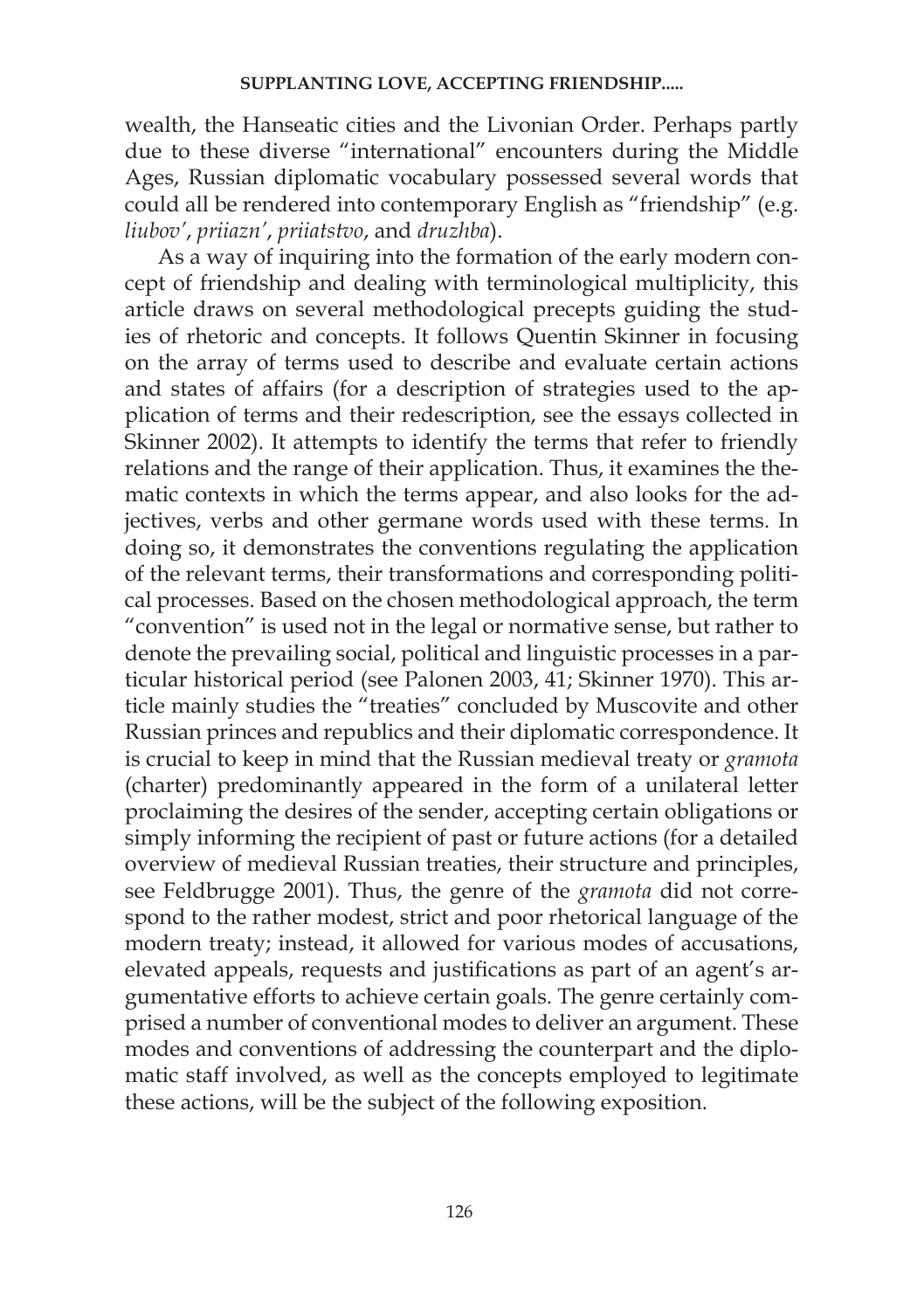wealth, the Hanseatic cities and the Livonian Order. Perhaps partly due to these diverse "international" encounters during the Middle Ages, Russian diplomatic vocabulary possessed several words that could all be rendered into contemporary English as "friendship" (e.g. *liubov'*, *priiazn'*, *priiatstvo*, and *druzhba*).

As a way of inquiring into the formation of the early modern concept of friendship and dealing with terminological multiplicity, this article draws on several methodological precepts guiding the studies of rhetoric and concepts. It follows Quentin Skinner in focusing on the array of terms used to describe and evaluate certain actions and states of affairs (for a description of strategies used to the application of terms and their redescription, see the essays collected in Skinner 2002). It attempts to identify the terms that refer to friendly relations and the range of their application. Thus, it examines the thematic contexts in which the terms appear, and also looks for the adjectives, verbs and other germane words used with these terms. In doing so, it demonstrates the conventions regulating the application of the relevant terms, their transformations and corresponding political processes. Based on the chosen methodological approach, the term "convention" is used not in the legal or normative sense, but rather to denote the prevailing social, political and linguistic processes in a particular historical period (see Palonen 2003, 41; Skinner 1970). This article mainly studies the "treaties" concluded by Muscovite and other Russian princes and republics and their diplomatic correspondence. It is crucial to keep in mind that the Russian medieval treaty or *gramota* (charter) predominantly appeared in the form of a unilateral letter proclaiming the desires of the sender, accepting certain obligations or simply informing the recipient of past or future actions (for a detailed overview of medieval Russian treaties, their structure and principles, see Feldbrugge 2001). Thus, the genre of the *gramota* did not correspond to the rather modest, strict and poor rhetorical language of the modern treaty; instead, it allowed for various modes of accusations, elevated appeals, requests and justifications as part of an agent's argumentative efforts to achieve certain goals. The genre certainly comprised a number of conventional modes to deliver an argument. These modes and conventions of addressing the counterpart and the diplomatic staff involved, as well as the concepts employed to legitimate these actions, will be the subject of the following exposition.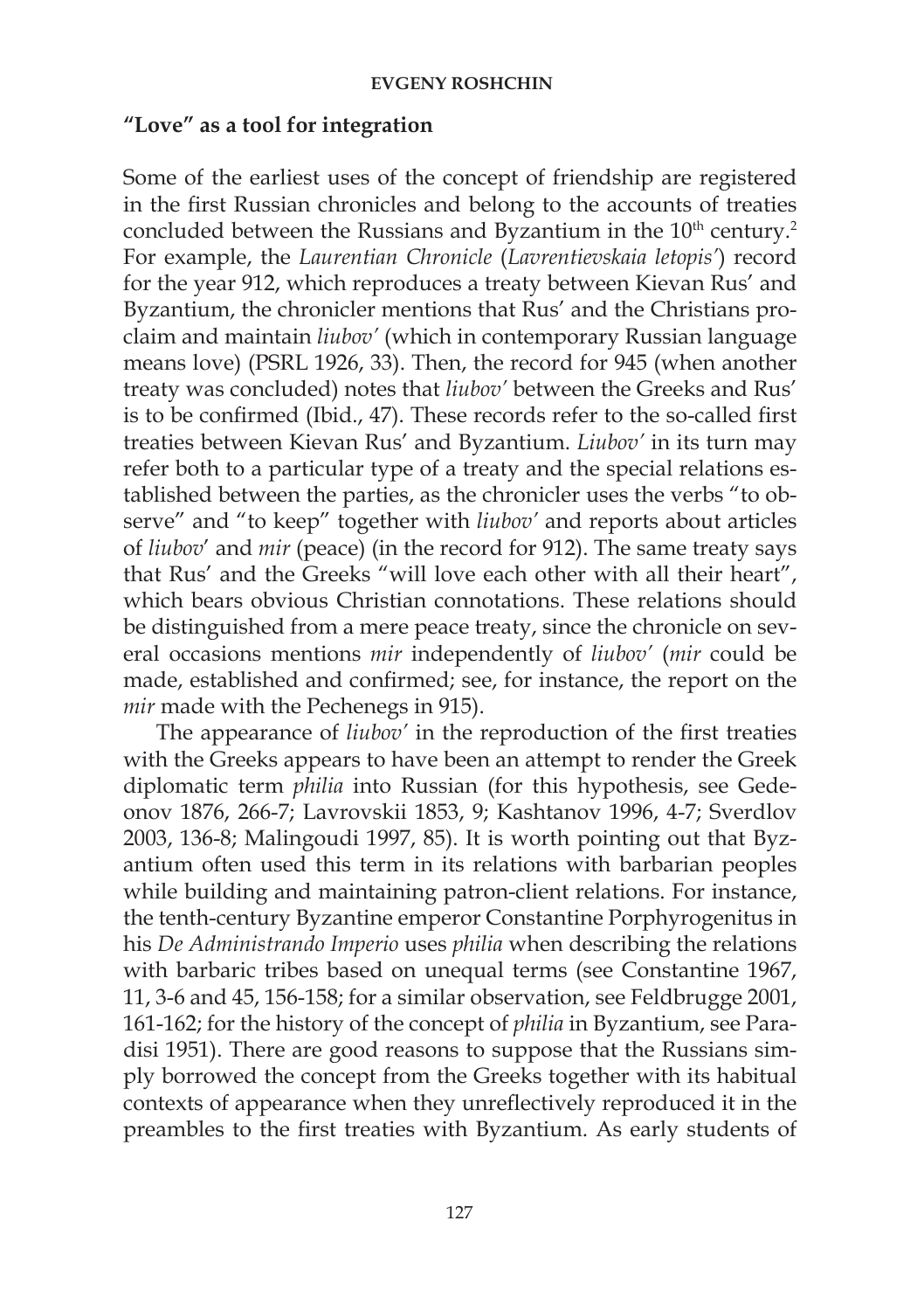## "Love" as a tool for integration

Some of the earliest uses of the concept of friendship are registered in the first Russian chronicles and belong to the accounts of treaties concluded between the Russians and Byzantium in the 10th century.[2] For example, the *Laurentian Chronicle* (*Lavrentievskaia letopis'*) record for the year 912, which reproduces a treaty between Kievan Rus' and Byzantium, the chronicler mentions that Rus' and the Christians proclaim and maintain *liubov'* (which in contemporary Russian language means love) (PSRL 1926, 33). Then, the record for 945 (when another treaty was concluded) notes that *liubov'* between the Greeks and Rus' is to be confirmed (Ibid., 47). These records refer to the so-called first treaties between Kievan Rus' and Byzantium. *Liubov'* in its turn may refer both to a particular type of a treaty and the special relations established between the parties, as the chronicler uses the verbs "to observe" and "to keep" together with *liubov'* and reports about articles of *liubov'* and *mir* (peace) (in the record for 912). The same treaty says that Rus' and the Greeks "will love each other with all their heart", which bears obvious Christian connotations. These relations should be distinguished from a mere peace treaty, since the chronicle on several occasions mentions *mir* independently of *liubov'* (*mir* could be made, established and confirmed; see, for instance, the report on the *mir* made with the Pechenegs in 915).

The appearance of *liubov'* in the reproduction of the first treaties with the Greeks appears to have been an attempt to render the Greek diplomatic term *philia* into Russian (for this hypothesis, see Gedeonov 1876, 266-7; Lavrovskii 1853, 9; Kashtanov 1996, 4-7; Sverdlov 2003, 136-8; Malingoudi 1997, 85). It is worth pointing out that Byzantium often used this term in its relations with barbarian peoples while building and maintaining patron-client relations. For instance, the tenth-century Byzantine emperor Constantine Porphyrogenitus in his *De Administrando Imperio* uses *philia* when describing the relations with barbaric tribes based on unequal terms (see Constantine 1967, 11, 3-6 and 45, 156-158; for a similar observation, see Feldbrugge 2001, 161-162; for the history of the concept of *philia* in Byzantium, see Paradisi 1951). There are good reasons to suppose that the Russians simply borrowed the concept from the Greeks together with its habitual contexts of appearance when they unreflectively reproduced it in the preambles to the first treaties with Byzantium. As early students of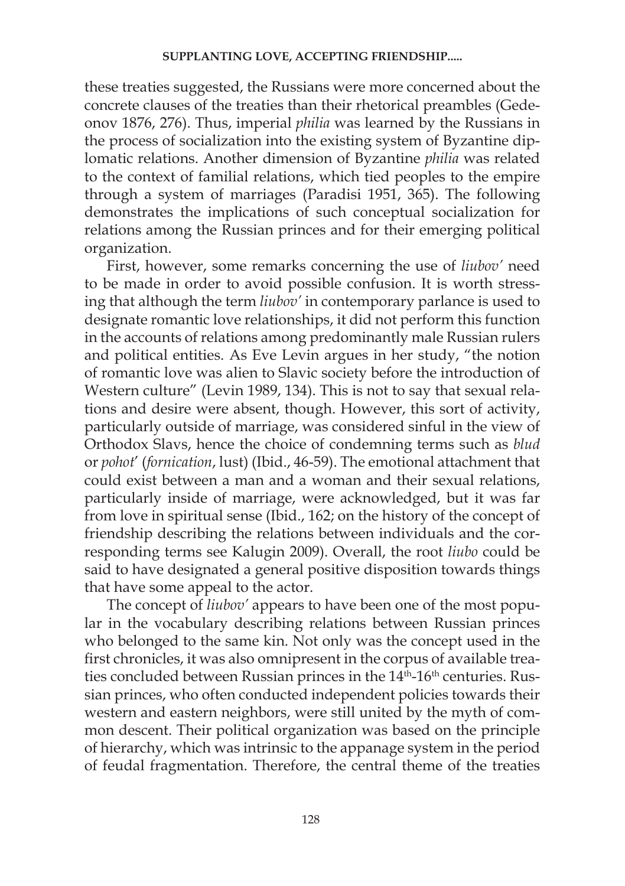these treaties suggested, the Russians were more concerned about the concrete clauses of the treaties than their rhetorical preambles (Gedeonov 1876, 276). Thus, imperial *philia* was learned by the Russians in the process of socialization into the existing system of Byzantine diplomatic relations. Another dimension of Byzantine *philia* was related to the context of familial relations, which tied peoples to the empire through a system of marriages (Paradisi 1951, 365). The following demonstrates the implications of such conceptual socialization for relations among the Russian princes and for their emerging political organization.

First, however, some remarks concerning the use of *liubov'* need to be made in order to avoid possible confusion. It is worth stressing that although the term *liubov'* in contemporary parlance is used to designate romantic love relationships, it did not perform this function in the accounts of relations among predominantly male Russian rulers and political entities. As Eve Levin argues in her study, "the notion of romantic love was alien to Slavic society before the introduction of Western culture" (Levin 1989, 134). This is not to say that sexual relations and desire were absent, though. However, this sort of activity, particularly outside of marriage, was considered sinful in the view of Orthodox Slavs, hence the choice of condemning terms such as *blud* or *pohot'* (*fornication*, lust) (Ibid., 46-59). The emotional attachment that could exist between a man and a woman and their sexual relations, particularly inside of marriage, were acknowledged, but it was far from love in spiritual sense (Ibid., 162; on the history of the concept of friendship describing the relations between individuals and the corresponding terms see Kalugin 2009). Overall, the root *liubo* could be said to have designated a general positive disposition towards things that have some appeal to the actor.

The concept of *liubov'* appears to have been one of the most popular in the vocabulary describing relations between Russian princes who belonged to the same kin. Not only was the concept used in the first chronicles, it was also omnipresent in the corpus of available treaties concluded between Russian princes in the 14th-16th centuries. Russian princes, who often conducted independent policies towards their western and eastern neighbors, were still united by the myth of common descent. Their political organization was based on the principle of hierarchy, which was intrinsic to the appanage system in the period of feudal fragmentation. Therefore, the central theme of the treaties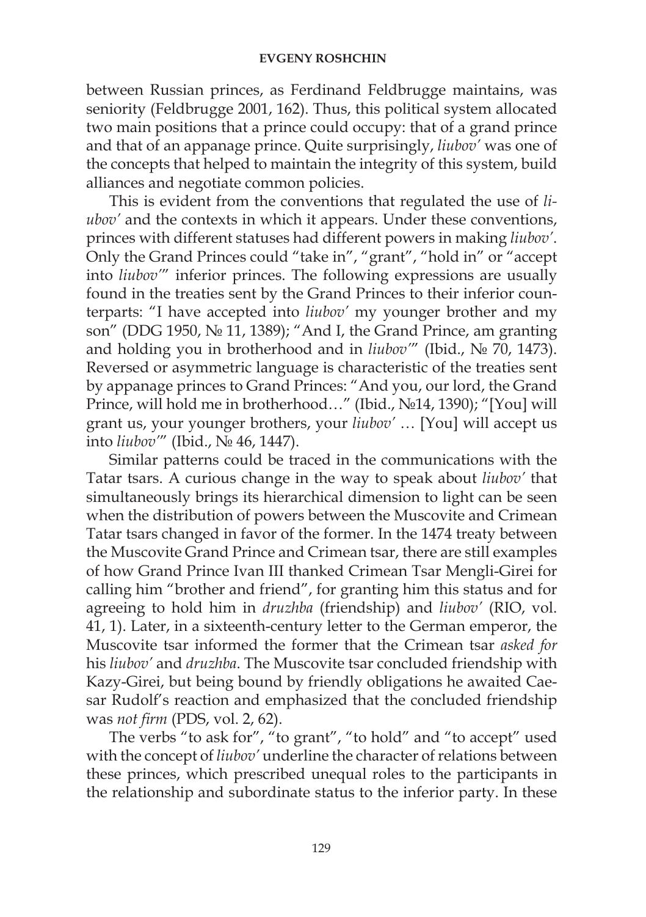between Russian princes, as Ferdinand Feldbrugge maintains, was seniority (Feldbrugge 2001, 162). Thus, this political system allocated two main positions that a prince could occupy: that of a grand prince and that of an appanage prince. Quite surprisingly, *liubov'* was one of the concepts that helped to maintain the integrity of this system, build alliances and negotiate common policies.

This is evident from the conventions that regulated the use of *liubov'* and the contexts in which it appears. Under these conventions, princes with different statuses had different powers in making *liubov'*. Only the Grand Princes could "take in", "grant", "hold in" or "accept into *liubov'*" inferior princes. The following expressions are usually found in the treaties sent by the Grand Princes to their inferior counterparts: "I have accepted into *liubov'* my younger brother and my son" (DDG 1950, № 11, 1389); "And I, the Grand Prince, am granting and holding you in brotherhood and in *liubov'*" (Ibid., № 70, 1473). Reversed or asymmetric language is characteristic of the treaties sent by appanage princes to Grand Princes: "And you, our lord, the Grand Prince, will hold me in brotherhood…" (Ibid., №14, 1390); "[You] will grant us, your younger brothers, your *liubov'* … [You] will accept us into *liubov'*" (Ibid., № 46, 1447).

Similar patterns could be traced in the communications with the Tatar tsars. A curious change in the way to speak about *liubov'* that simultaneously brings its hierarchical dimension to light can be seen when the distribution of powers between the Muscovite and Crimean Tatar tsars changed in favor of the former. In the 1474 treaty between the Muscovite Grand Prince and Crimean tsar, there are still examples of how Grand Prince Ivan III thanked Crimean Tsar Mengli-Girei for calling him "brother and friend", for granting him this status and for agreeing to hold him in *druzhba* (friendship) and *liubov'* (RIO, vol. 41, 1). Later, in a sixteenth-century letter to the German emperor, the Muscovite tsar informed the former that the Crimean tsar *asked for* his *liubov'* and *druzhba*. The Muscovite tsar concluded friendship with Kazy-Girei, but being bound by friendly obligations he awaited Caesar Rudolf's reaction and emphasized that the concluded friendship was *not firm* (PDS, vol. 2, 62).

The verbs "to ask for", "to grant", "to hold" and "to accept" used with the concept of *liubov'* underline the character of relations between these princes, which prescribed unequal roles to the participants in the relationship and subordinate status to the inferior party. In these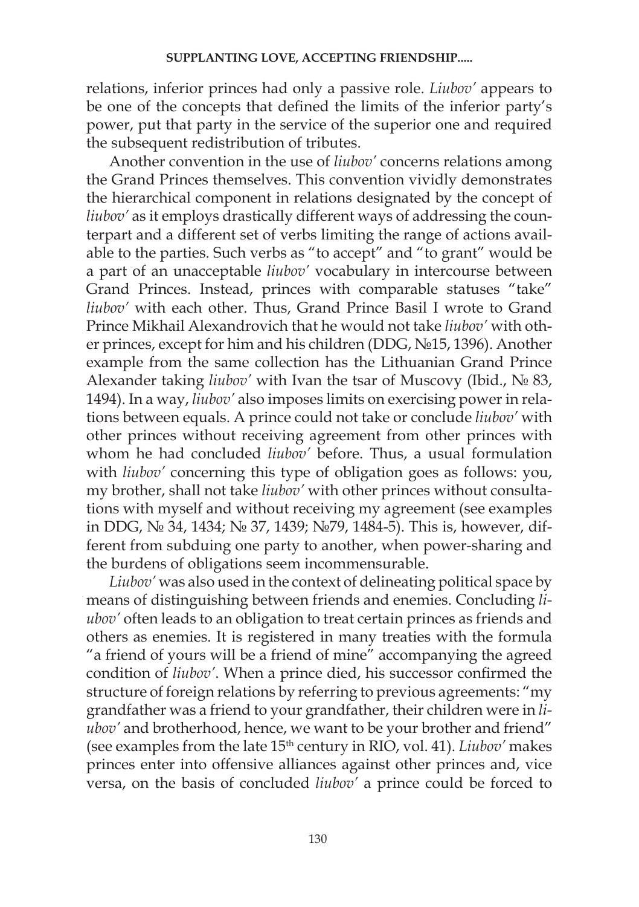relations, inferior princes had only a passive role. *Liubov'* appears to be one of the concepts that defined the limits of the inferior party's power, put that party in the service of the superior one and required the subsequent redistribution of tributes.

Another convention in the use of *liubov'* concerns relations among the Grand Princes themselves. This convention vividly demonstrates the hierarchical component in relations designated by the concept of *liubov'* as it employs drastically different ways of addressing the counterpart and a different set of verbs limiting the range of actions available to the parties. Such verbs as "to accept" and "to grant" would be a part of an unacceptable *liubov'* vocabulary in intercourse between Grand Princes. Instead, princes with comparable statuses "take" *liubov'* with each other. Thus, Grand Prince Basil I wrote to Grand Prince Mikhail Alexandrovich that he would not take *liubov'* with other princes, except for him and his children (DDG, №15, 1396). Another example from the same collection has the Lithuanian Grand Prince Alexander taking *liubov'* with Ivan the tsar of Muscovy (Ibid., № 83, 1494). In a way, *liubov'* also imposes limits on exercising power in relations between equals. A prince could not take or conclude *liubov'* with other princes without receiving agreement from other princes with whom he had concluded *liubov'* before. Thus, a usual formulation with *liubov'* concerning this type of obligation goes as follows: you, my brother, shall not take *liubov'* with other princes without consultations with myself and without receiving my agreement (see examples in DDG, № 34, 1434; № 37, 1439; №79, 1484-5). This is, however, different from subduing one party to another, when power-sharing and the burdens of obligations seem incommensurable.

*Liubov'* was also used in the context of delineating political space by means of distinguishing between friends and enemies. Concluding *liubov'* often leads to an obligation to treat certain princes as friends and others as enemies. It is registered in many treaties with the formula "a friend of yours will be a friend of mine" accompanying the agreed condition of *liubov'*. When a prince died, his successor confirmed the structure of foreign relations by referring to previous agreements: "my grandfather was a friend to your grandfather, their children were in *liubov'* and brotherhood, hence, we want to be your brother and friend" (see examples from the late 15th century in RIO, vol. 41). *Liubov'* makes princes enter into offensive alliances against other princes and, vice versa, on the basis of concluded *liubov'* a prince could be forced to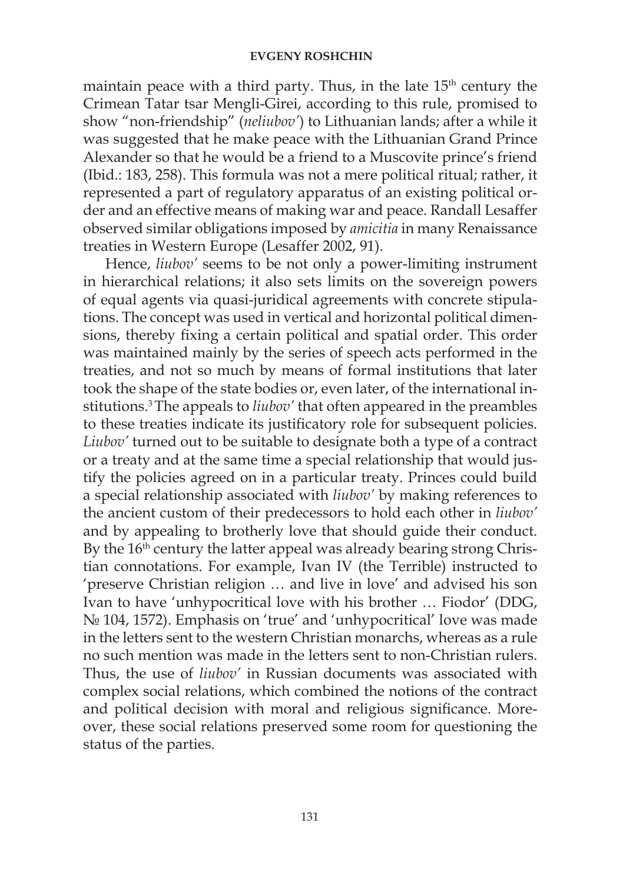maintain peace with a third party. Thus, in the late 15th century the Crimean Tatar tsar Mengli-Girei, according to this rule, promised to show "non-friendship" (*neliubov'*) to Lithuanian lands; after a while it was suggested that he make peace with the Lithuanian Grand Prince Alexander so that he would be a friend to a Muscovite prince's friend (Ibid.: 183, 258). This formula was not a mere political ritual; rather, it represented a part of regulatory apparatus of an existing political order and an effective means of making war and peace. Randall Lesaffer observed similar obligations imposed by *amicitia* in many Renaissance treaties in Western Europe (Lesaffer 2002, 91).

Hence, *liubov'* seems to be not only a power-limiting instrument in hierarchical relations; it also sets limits on the sovereign powers of equal agents via quasi-juridical agreements with concrete stipulations. The concept was used in vertical and horizontal political dimensions, thereby fixing a certain political and spatial order. This order was maintained mainly by the series of speech acts performed in the treaties, and not so much by means of formal institutions that later took the shape of the state bodies or, even later, of the international institutions.[3] The appeals to *liubov'* that often appeared in the preambles to these treaties indicate its justificatory role for subsequent policies. *Liubov'* turned out to be suitable to designate both a type of a contract or a treaty and at the same time a special relationship that would justify the policies agreed on in a particular treaty. Princes could build a special relationship associated with *liubov'* by making references to the ancient custom of their predecessors to hold each other in *liubov'* and by appealing to brotherly love that should guide their conduct. By the 16th century the latter appeal was already bearing strong Christian connotations. For example, Ivan IV (the Terrible) instructed to 'preserve Christian religion … and live in love' and advised his son Ivan to have 'unhypocritical love with his brother … Fiodor' (DDG, № 104, 1572). Emphasis on 'true' and 'unhypocritical' love was made in the letters sent to the western Christian monarchs, whereas as a rule no such mention was made in the letters sent to non-Christian rulers. Thus, the use of *liubov'* in Russian documents was associated with complex social relations, which combined the notions of the contract and political decision with moral and religious significance. Moreover, these social relations preserved some room for questioning the status of the parties.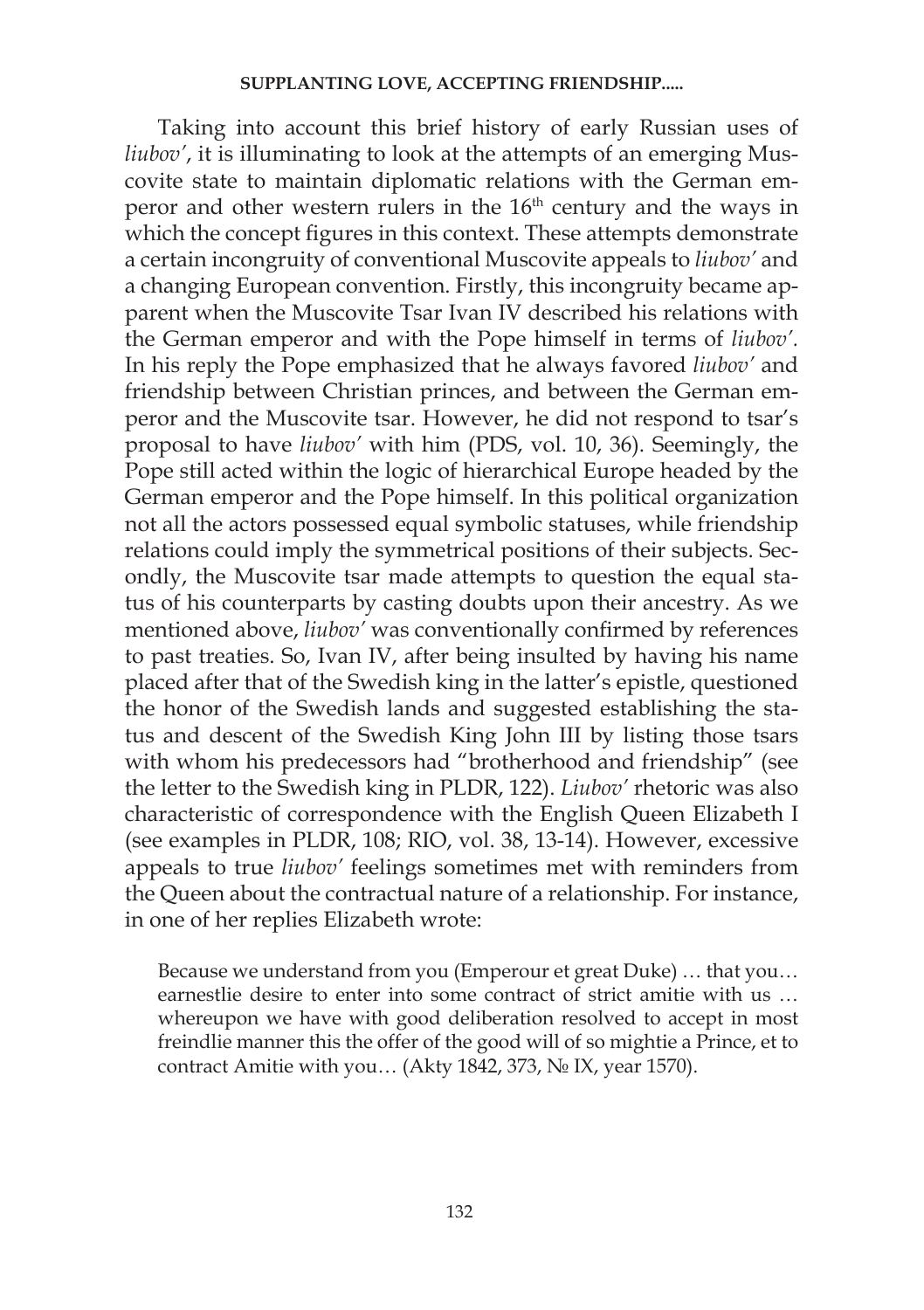Taking into account this brief history of early Russian uses of *liubov'*, it is illuminating to look at the attempts of an emerging Muscovite state to maintain diplomatic relations with the German emperor and other western rulers in the 16th century and the ways in which the concept figures in this context. These attempts demonstrate a certain incongruity of conventional Muscovite appeals to *liubov'* and a changing European convention. Firstly, this incongruity became apparent when the Muscovite Tsar Ivan IV described his relations with the German emperor and with the Pope himself in terms of *liubov'*. In his reply the Pope emphasized that he always favored *liubov'* and friendship between Christian princes, and between the German emperor and the Muscovite tsar. However, he did not respond to tsar's proposal to have *liubov'* with him (PDS, vol. 10, 36). Seemingly, the Pope still acted within the logic of hierarchical Europe headed by the German emperor and the Pope himself. In this political organization not all the actors possessed equal symbolic statuses, while friendship relations could imply the symmetrical positions of their subjects. Secondly, the Muscovite tsar made attempts to question the equal status of his counterparts by casting doubts upon their ancestry. As we mentioned above, *liubov'* was conventionally confirmed by references to past treaties. So, Ivan IV, after being insulted by having his name placed after that of the Swedish king in the latter's epistle, questioned the honor of the Swedish lands and suggested establishing the status and descent of the Swedish King John III by listing those tsars with whom his predecessors had "brotherhood and friendship" (see the letter to the Swedish king in PLDR, 122). *Liubov'* rhetoric was also characteristic of correspondence with the English Queen Elizabeth I (see examples in PLDR, 108; RIO, vol. 38, 13-14). However, excessive appeals to true *liubov'* feelings sometimes met with reminders from the Queen about the contractual nature of a relationship. For instance, in one of her replies Elizabeth wrote:

> Because we understand from you (Emperour et great Duke) … that you… earnestlie desire to enter into some contract of strict amitie with us … whereupon we have with good deliberation resolved to accept in most freindlie manner this the offer of the good will of so mightie a Prince, et to contract Amitie with you… (Akty 1842, 373, № IX, year 1570).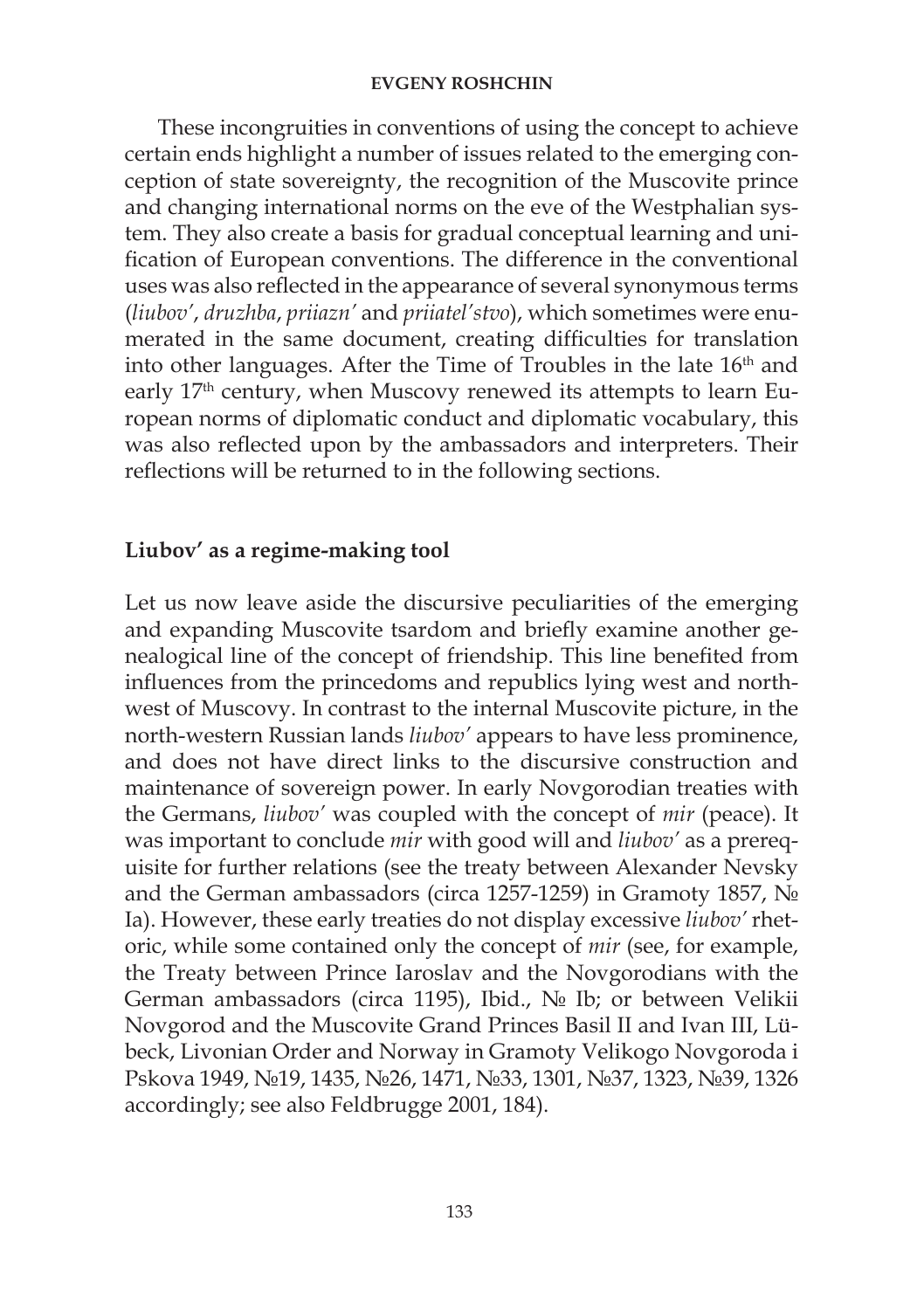These incongruities in conventions of using the concept to achieve certain ends highlight a number of issues related to the emerging conception of state sovereignty, the recognition of the Muscovite prince and changing international norms on the eve of the Westphalian system. They also create a basis for gradual conceptual learning and unification of European conventions. The difference in the conventional uses was also reflected in the appearance of several synonymous terms (*liubov'*, *druzhba*, *priiazn'* and *priiatel'stvo*), which sometimes were enumerated in the same document, creating difficulties for translation into other languages. After the Time of Troubles in the late 16th and early 17th century, when Muscovy renewed its attempts to learn European norms of diplomatic conduct and diplomatic vocabulary, this was also reflected upon by the ambassadors and interpreters. Their reflections will be returned to in the following sections.

## Liubov' as a regime-making tool

Let us now leave aside the discursive peculiarities of the emerging and expanding Muscovite tsardom and briefly examine another genealogical line of the concept of friendship. This line benefited from influences from the princedoms and republics lying west and north-west of Muscovy. In contrast to the internal Muscovite picture, in the north-western Russian lands *liubov'* appears to have less prominence, and does not have direct links to the discursive construction and maintenance of sovereign power. In early Novgorodian treaties with the Germans, *liubov'* was coupled with the concept of *mir* (peace). It was important to conclude *mir* with good will and *liubov'* as a prerequisite for further relations (see the treaty between Alexander Nevsky and the German ambassadors (circa 1257-1259) in Gramoty 1857, № Ia). However, these early treaties do not display excessive *liubov'* rhetoric, while some contained only the concept of *mir* (see, for example, the Treaty between Prince Iaroslav and the Novgorodians with the German ambassadors (circa 1195), Ibid., № Ib; or between Velikii Novgorod and the Muscovite Grand Princes Basil II and Ivan III, Lübeck, Livonian Order and Norway in Gramoty Velikogo Novgoroda i Pskova 1949, №19, 1435, №26, 1471, №33, 1301, №37, 1323, №39, 1326 accordingly; see also Feldbrugge 2001, 184).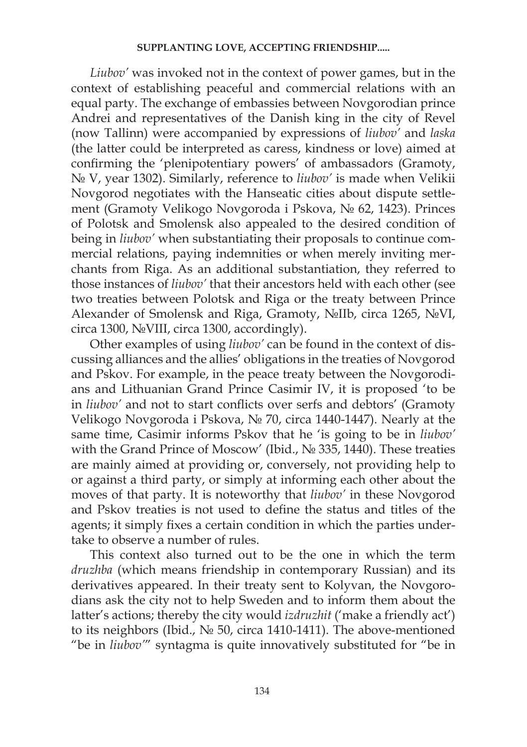*Liubov'* was invoked not in the context of power games, but in the context of establishing peaceful and commercial relations with an equal party. The exchange of embassies between Novgorodian prince Andrei and representatives of the Danish king in the city of Revel (now Tallinn) were accompanied by expressions of *liubov'* and *laska* (the latter could be interpreted as caress, kindness or love) aimed at confirming the 'plenipotentiary powers' of ambassadors (Gramoty, № V, year 1302). Similarly, reference to *liubov'* is made when Velikii Novgorod negotiates with the Hanseatic cities about dispute settlement (Gramoty Velikogo Novgoroda i Pskova, № 62, 1423). Princes of Polotsk and Smolensk also appealed to the desired condition of being in *liubov'* when substantiating their proposals to continue commercial relations, paying indemnities or when merely inviting merchants from Riga. As an additional substantiation, they referred to those instances of *liubov'* that their ancestors held with each other (see two treaties between Polotsk and Riga or the treaty between Prince Alexander of Smolensk and Riga, Gramoty, №IIb, circa 1265, №VI, circa 1300, №VIII, circa 1300, accordingly).

Other examples of using *liubov'* can be found in the context of discussing alliances and the allies' obligations in the treaties of Novgorod and Pskov. For example, in the peace treaty between the Novgorodians and Lithuanian Grand Prince Casimir IV, it is proposed 'to be in *liubov'* and not to start conflicts over serfs and debtors' (Gramoty Velikogo Novgoroda i Pskova, № 70, circa 1440-1447). Nearly at the same time, Casimir informs Pskov that he 'is going to be in *liubov'* with the Grand Prince of Moscow' (Ibid., № 335, 1440). These treaties are mainly aimed at providing or, conversely, not providing help to or against a third party, or simply at informing each other about the moves of that party. It is noteworthy that *liubov'* in these Novgorod and Pskov treaties is not used to define the status and titles of the agents; it simply fixes a certain condition in which the parties undertake to observe a number of rules.

This context also turned out to be the one in which the term *druzhba* (which means friendship in contemporary Russian) and its derivatives appeared. In their treaty sent to Kolyvan, the Novgorodians ask the city not to help Sweden and to inform them about the latter's actions; thereby the city would *izdruzhit* ('make a friendly act') to its neighbors (Ibid., № 50, circa 1410-1411). The above-mentioned "be in *liubov'*" syntagma is quite innovatively substituted for "be in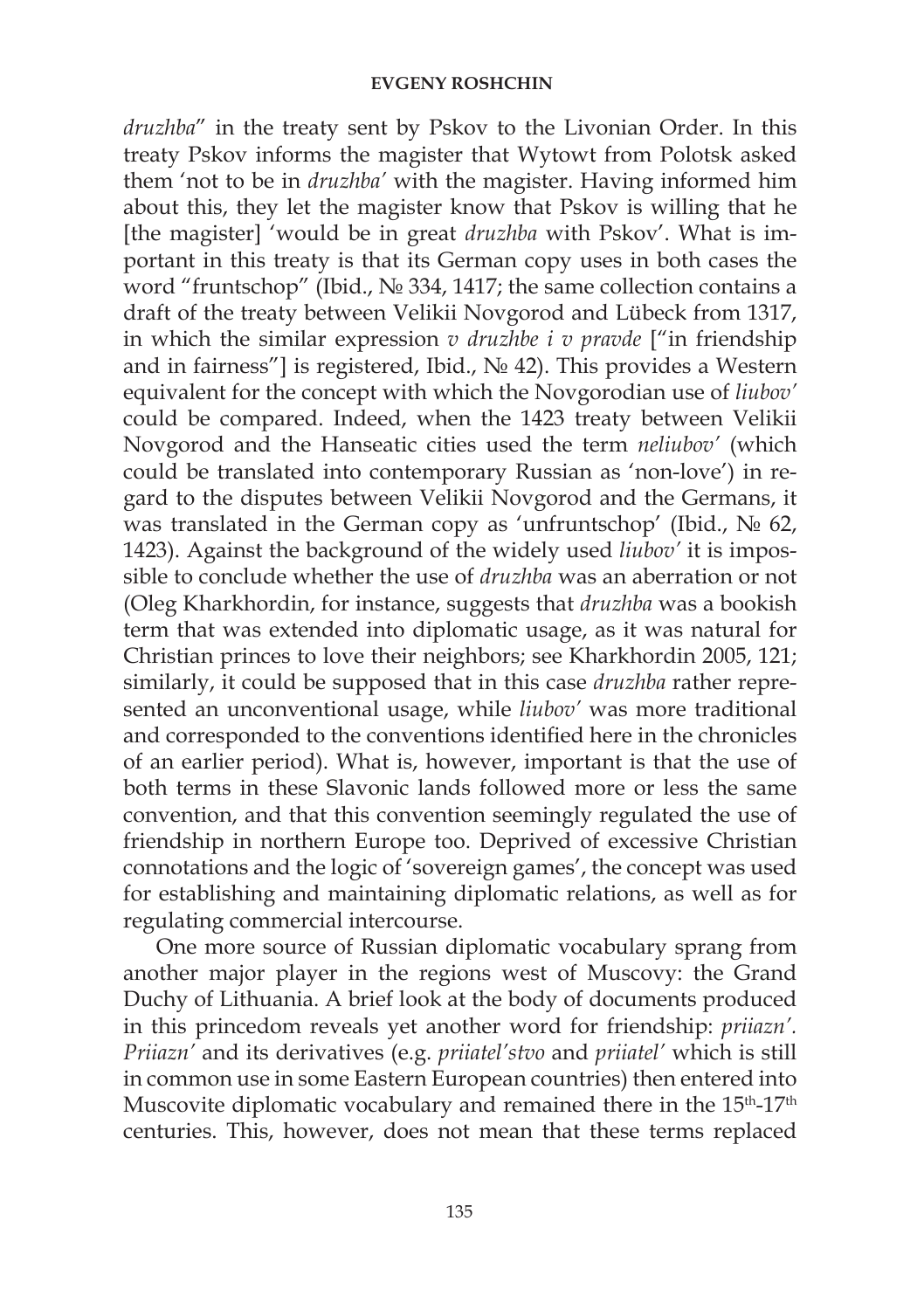*druzhba*" in the treaty sent by Pskov to the Livonian Order. In this treaty Pskov informs the magister that Wytowt from Polotsk asked them 'not to be in *druzhba'* with the magister. Having informed him about this, they let the magister know that Pskov is willing that he [the magister] 'would be in great *druzhba* with Pskov'. What is important in this treaty is that its German copy uses in both cases the word "fruntschop" (Ibid., № 334, 1417; the same collection contains a draft of the treaty between Velikii Novgorod and Lübeck from 1317, in which the similar expression *v druzhbe i v pravde* ["in friendship and in fairness"] is registered, Ibid., № 42). This provides a Western equivalent for the concept with which the Novgorodian use of *liubov'* could be compared. Indeed, when the 1423 treaty between Velikii Novgorod and the Hanseatic cities used the term *neliubov'* (which could be translated into contemporary Russian as 'non-love') in regard to the disputes between Velikii Novgorod and the Germans, it was translated in the German copy as 'unfruntschop' (Ibid., № 62, 1423). Against the background of the widely used *liubov'* it is impossible to conclude whether the use of *druzhba* was an aberration or not (Oleg Kharkhordin, for instance, suggests that *druzhba* was a bookish term that was extended into diplomatic usage, as it was natural for Christian princes to love their neighbors; see Kharkhordin 2005, 121; similarly, it could be supposed that in this case *druzhba* rather represented an unconventional usage, while *liubov'* was more traditional and corresponded to the conventions identified here in the chronicles of an earlier period). What is, however, important is that the use of both terms in these Slavonic lands followed more or less the same convention, and that this convention seemingly regulated the use of friendship in northern Europe too. Deprived of excessive Christian connotations and the logic of 'sovereign games', the concept was used for establishing and maintaining diplomatic relations, as well as for regulating commercial intercourse.

One more source of Russian diplomatic vocabulary sprang from another major player in the regions west of Muscovy: the Grand Duchy of Lithuania. A brief look at the body of documents produced in this princedom reveals yet another word for friendship: *priiazn'*. *Priiazn'* and its derivatives (e.g. *priiatel'stvo* and *priiatel'* which is still in common use in some Eastern European countries) then entered into Muscovite diplomatic vocabulary and remained there in the 15th-17th centuries. This, however, does not mean that these terms replaced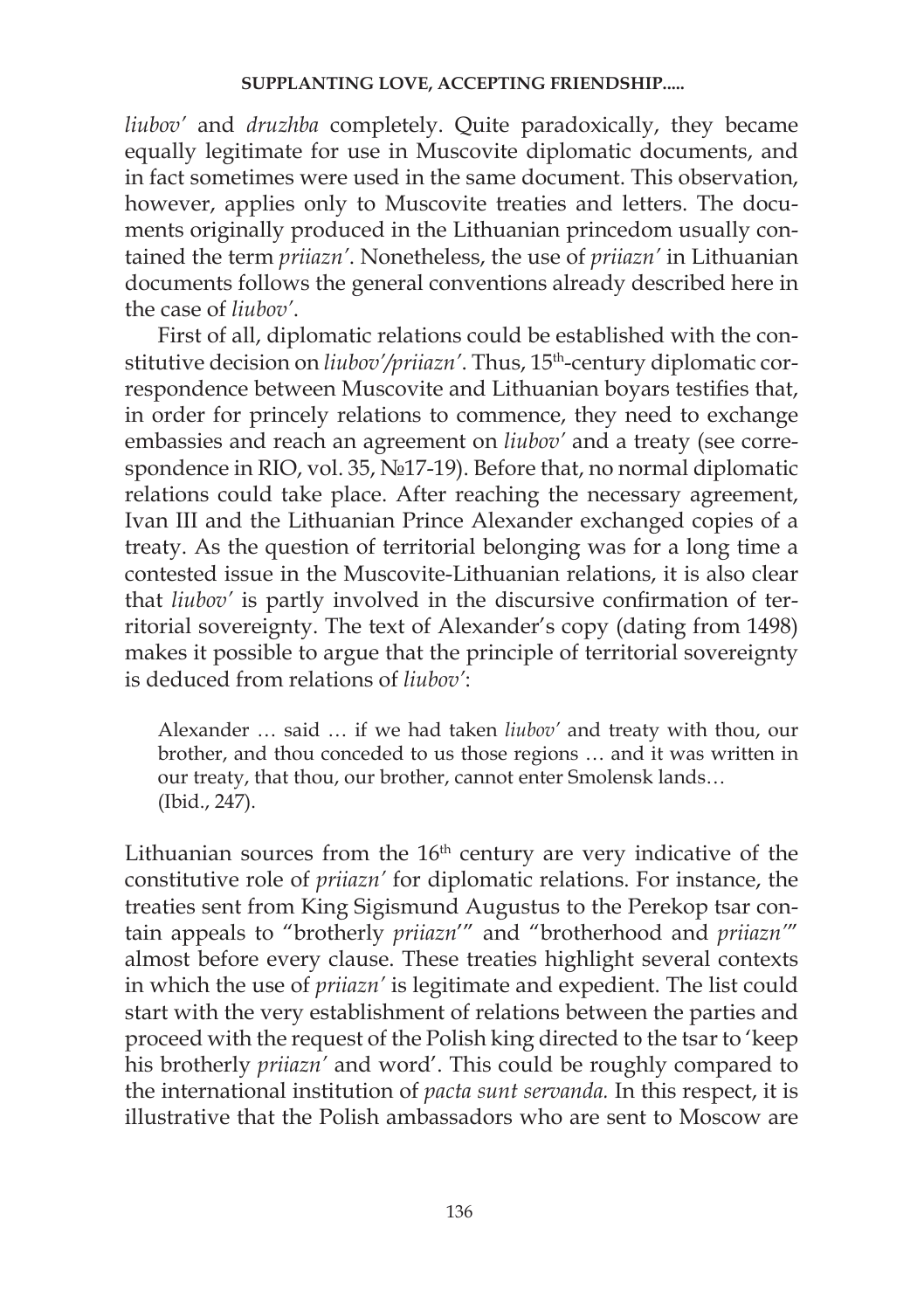*liubov'* and *druzhba* completely. Quite paradoxically, they became equally legitimate for use in Muscovite diplomatic documents, and in fact sometimes were used in the same document. This observation, however, applies only to Muscovite treaties and letters. The documents originally produced in the Lithuanian princedom usually contained the term *priiazn'*. Nonetheless, the use of *priiazn'* in Lithuanian documents follows the general conventions already described here in the case of *liubov'*.

First of all, diplomatic relations could be established with the constitutive decision on *liubov'/priiazn'*. Thus, 15th-century diplomatic correspondence between Muscovite and Lithuanian boyars testifies that, in order for princely relations to commence, they need to exchange embassies and reach an agreement on *liubov'* and a treaty (see correspondence in RIO, vol. 35, №17-19). Before that, no normal diplomatic relations could take place. After reaching the necessary agreement, Ivan III and the Lithuanian Prince Alexander exchanged copies of a treaty. As the question of territorial belonging was for a long time a contested issue in the Muscovite-Lithuanian relations, it is also clear that *liubov'* is partly involved in the discursive confirmation of territorial sovereignty. The text of Alexander's copy (dating from 1498) makes it possible to argue that the principle of territorial sovereignty is deduced from relations of *liubov'*:

> Alexander … said … if we had taken *liubov'* and treaty with thou, our brother, and thou conceded to us those regions … and it was written in our treaty, that thou, our brother, cannot enter Smolensk lands… (Ibid., 247).

Lithuanian sources from the 16th century are very indicative of the constitutive role of *priiazn'* for diplomatic relations. For instance, the treaties sent from King Sigismund Augustus to the Perekop tsar contain appeals to "brotherly *priiazn'*" and "brotherhood and *priiazn'*" almost before every clause. These treaties highlight several contexts in which the use of *priiazn'* is legitimate and expedient. The list could start with the very establishment of relations between the parties and proceed with the request of the Polish king directed to the tsar to 'keep his brotherly *priiazn'* and word'. This could be roughly compared to the international institution of *pacta sunt servanda.* In this respect, it is illustrative that the Polish ambassadors who are sent to Moscow are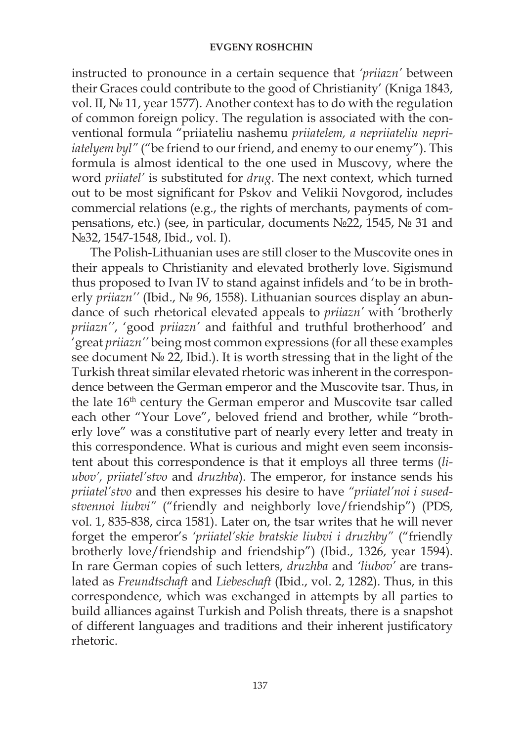instructed to pronounce in a certain sequence that *'priiazn'* between their Graces could contribute to the good of Christianity' (Kniga 1843, vol. II, № 11, year 1577). Another context has to do with the regulation of common foreign policy. The regulation is associated with the conventional formula "priiateliu nashemu *priiatelem, a nepriiateliu nepriiatelyem byl"* ("be friend to our friend, and enemy to our enemy"). This formula is almost identical to the one used in Muscovy, where the word *priiatel'* is substituted for *drug*. The next context, which turned out to be most significant for Pskov and Velikii Novgorod, includes commercial relations (e.g., the rights of merchants, payments of compensations, etc.) (see, in particular, documents №22, 1545, № 31 and №32, 1547-1548, Ibid., vol. I).

The Polish-Lithuanian uses are still closer to the Muscovite ones in their appeals to Christianity and elevated brotherly love. Sigismund thus proposed to Ivan IV to stand against infidels and 'to be in brotherly *priiazn''* (Ibid., № 96, 1558). Lithuanian sources display an abundance of such rhetorical elevated appeals to *priiazn'* with 'brotherly *priiazn''*, 'good *priiazn'* and faithful and truthful brotherhood' and 'great *priiazn''* being most common expressions (for all these examples see document № 22, Ibid.). It is worth stressing that in the light of the Turkish threat similar elevated rhetoric was inherent in the correspondence between the German emperor and the Muscovite tsar. Thus, in the late 16th century the German emperor and Muscovite tsar called each other "Your Love", beloved friend and brother, while "brotherly love" was a constitutive part of nearly every letter and treaty in this correspondence. What is curious and might even seem inconsistent about this correspondence is that it employs all three terms (*liubov', priiatel'stvo* and *druzhba*). The emperor, for instance sends his *priiatel'stvo* and then expresses his desire to have *"priiatel'noi i susedstvennoi liubvi"* ("friendly and neighborly love/friendship") (PDS, vol. 1, 835-838, circa 1581). Later on, the tsar writes that he will never forget the emperor's *'priiatel'skie bratskie liubvi i druzhby"* ("friendly brotherly love/friendship and friendship") (Ibid., 1326, year 1594). In rare German copies of such letters, *druzhba* and *'liubov'* are translated as *Freundtschaft* and *Liebeschaft* (Ibid., vol. 2, 1282). Thus, in this correspondence, which was exchanged in attempts by all parties to build alliances against Turkish and Polish threats, there is a snapshot of different languages and traditions and their inherent justificatory rhetoric.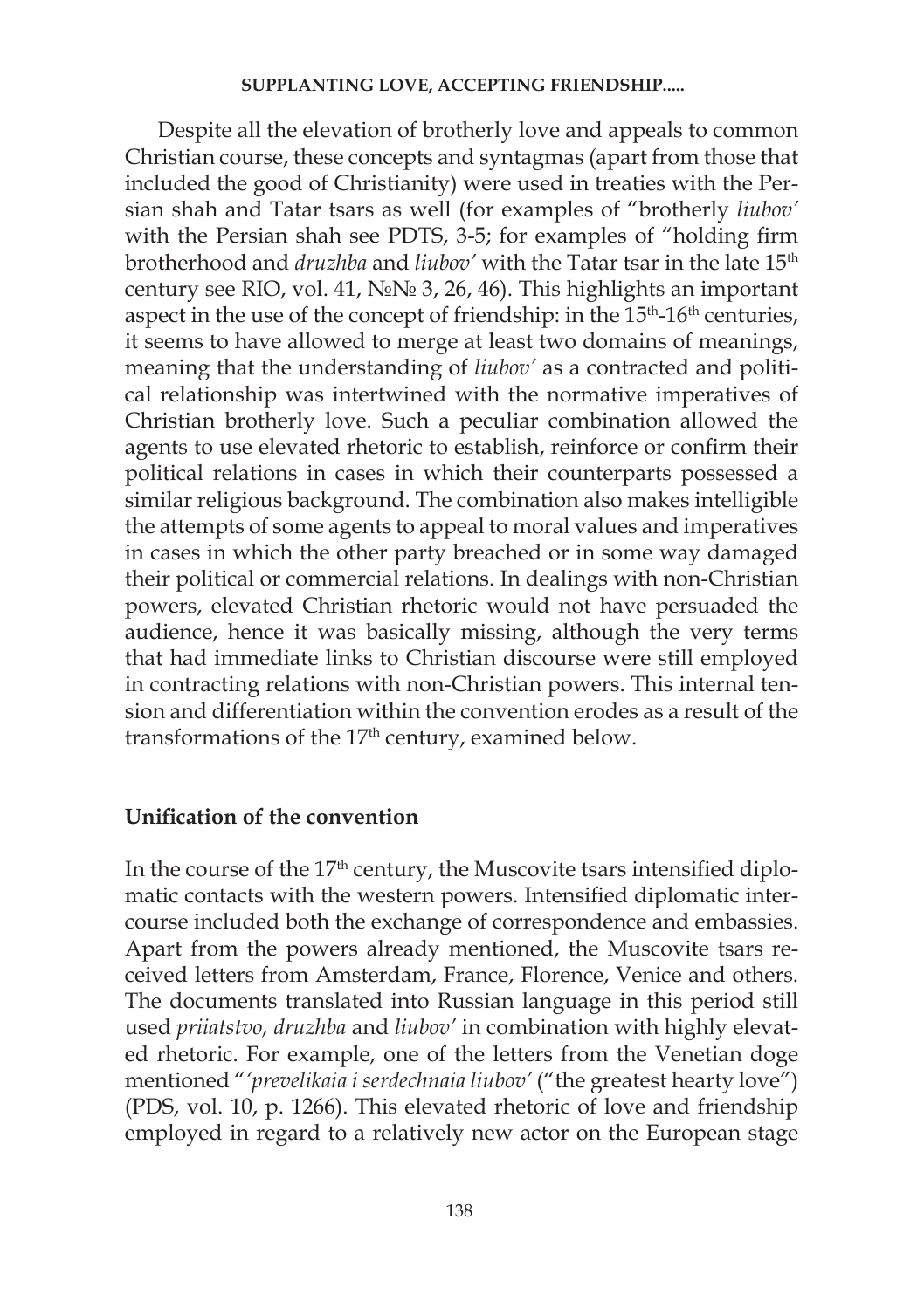Despite all the elevation of brotherly love and appeals to common Christian course, these concepts and syntagmas (apart from those that included the good of Christianity) were used in treaties with the Persian shah and Tatar tsars as well (for examples of "brotherly *liubov'* with the Persian shah see PDTS, 3-5; for examples of "holding firm brotherhood and *druzhba* and *liubov'* with the Tatar tsar in the late 15th century see RIO, vol. 41, №№ 3, 26, 46). This highlights an important aspect in the use of the concept of friendship: in the 15th-16th centuries, it seems to have allowed to merge at least two domains of meanings, meaning that the understanding of *liubov'* as a contracted and political relationship was intertwined with the normative imperatives of Christian brotherly love. Such a peculiar combination allowed the agents to use elevated rhetoric to establish, reinforce or confirm their political relations in cases in which their counterparts possessed a similar religious background. The combination also makes intelligible the attempts of some agents to appeal to moral values and imperatives in cases in which the other party breached or in some way damaged their political or commercial relations. In dealings with non-Christian powers, elevated Christian rhetoric would not have persuaded the audience, hence it was basically missing, although the very terms that had immediate links to Christian discourse were still employed in contracting relations with non-Christian powers. This internal tension and differentiation within the convention erodes as a result of the transformations of the 17th century, examined below.

## Unification of the convention

In the course of the 17th century, the Muscovite tsars intensified diplomatic contacts with the western powers. Intensified diplomatic intercourse included both the exchange of correspondence and embassies. Apart from the powers already mentioned, the Muscovite tsars received letters from Amsterdam, France, Florence, Venice and others. The documents translated into Russian language in this period still used *priiatstvo, druzhba* and *liubov'* in combination with highly elevated rhetoric. For example, one of the letters from the Venetian doge mentioned "*'prevelikaia i serdechnaia liubov'* ("the greatest hearty love") (PDS, vol. 10, p. 1266). This elevated rhetoric of love and friendship employed in regard to a relatively new actor on the European stage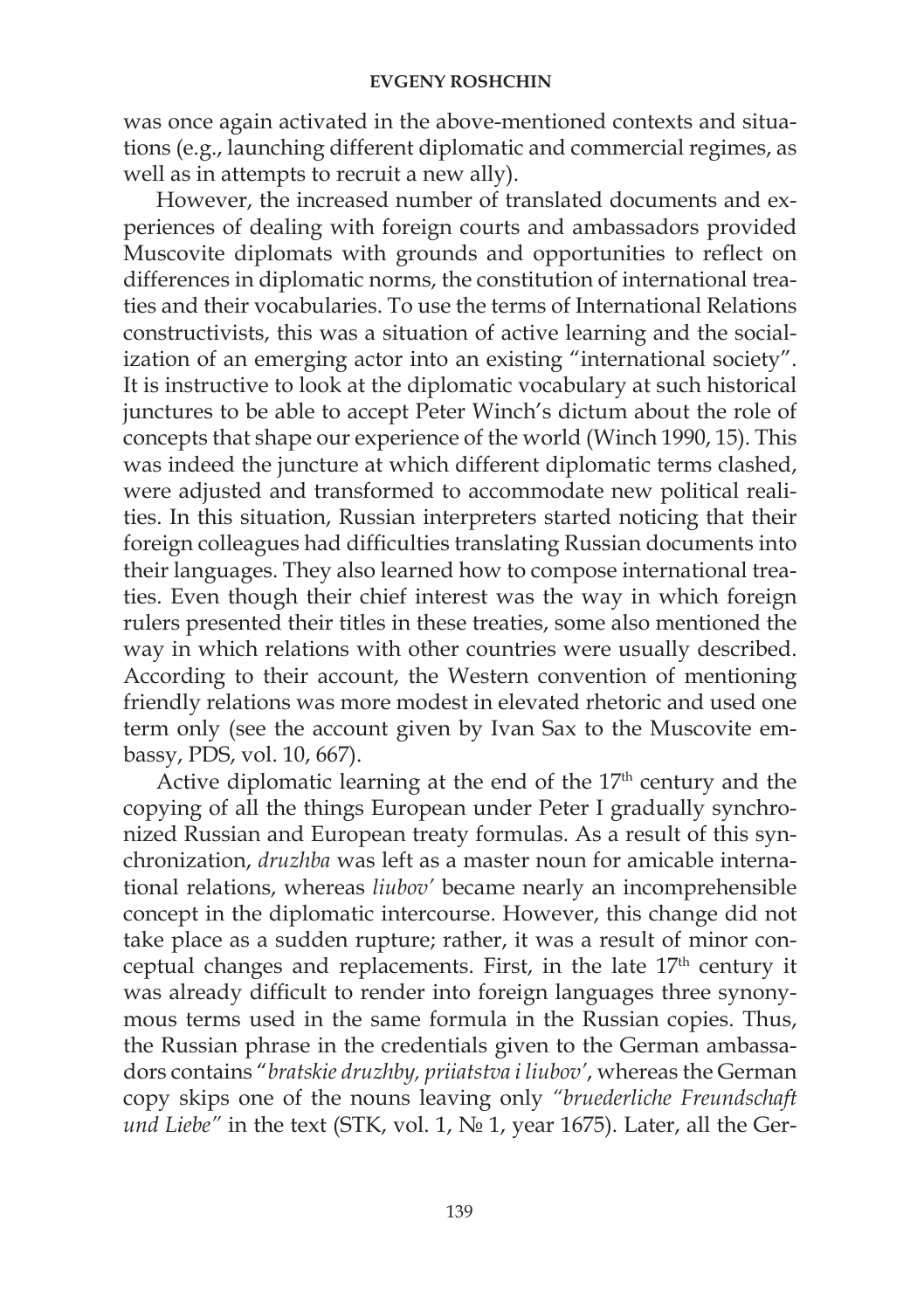was once again activated in the above-mentioned contexts and situations (e.g., launching different diplomatic and commercial regimes, as well as in attempts to recruit a new ally).

However, the increased number of translated documents and experiences of dealing with foreign courts and ambassadors provided Muscovite diplomats with grounds and opportunities to reflect on differences in diplomatic norms, the constitution of international treaties and their vocabularies. To use the terms of International Relations constructivists, this was a situation of active learning and the socialization of an emerging actor into an existing "international society". It is instructive to look at the diplomatic vocabulary at such historical junctures to be able to accept Peter Winch's dictum about the role of concepts that shape our experience of the world (Winch 1990, 15). This was indeed the juncture at which different diplomatic terms clashed, were adjusted and transformed to accommodate new political realities. In this situation, Russian interpreters started noticing that their foreign colleagues had difficulties translating Russian documents into their languages. They also learned how to compose international treaties. Even though their chief interest was the way in which foreign rulers presented their titles in these treaties, some also mentioned the way in which relations with other countries were usually described. According to their account, the Western convention of mentioning friendly relations was more modest in elevated rhetoric and used one term only (see the account given by Ivan Sax to the Muscovite embassy, PDS, vol. 10, 667).

Active diplomatic learning at the end of the 17th century and the copying of all the things European under Peter I gradually synchronized Russian and European treaty formulas. As a result of this synchronization, *druzhba* was left as a master noun for amicable international relations, whereas *liubov'* became nearly an incomprehensible concept in the diplomatic intercourse. However, this change did not take place as a sudden rupture; rather, it was a result of minor conceptual changes and replacements. First, in the late 17th century it was already difficult to render into foreign languages three synonymous terms used in the same formula in the Russian copies. Thus, the Russian phrase in the credentials given to the German ambassadors contains "*bratskie druzhby, priiatstva i liubov'*, whereas the German copy skips one of the nouns leaving only *"bruederliche Freundschaft und Liebe"* in the text (STK, vol. 1, № 1, year 1675). Later, all the Ger-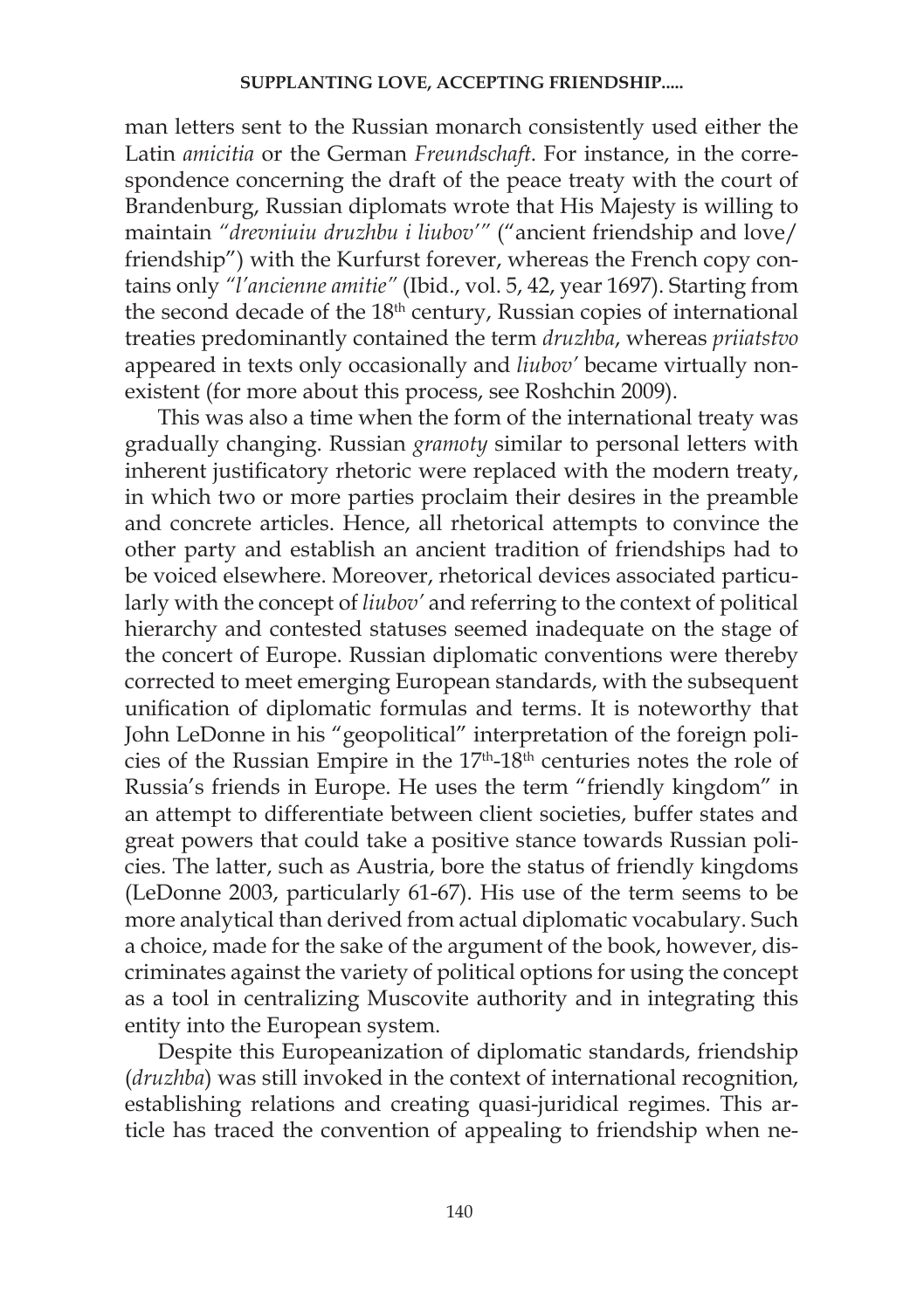man letters sent to the Russian monarch consistently used either the Latin *amicitia* or the German *Freundschaft*. For instance, in the correspondence concerning the draft of the peace treaty with the court of Brandenburg, Russian diplomats wrote that His Majesty is willing to maintain *"drevniuiu druzhbu i liubov'"* ("ancient friendship and love/friendship") with the Kurfurst forever, whereas the French copy contains only *"l'ancienne amitie"* (Ibid., vol. 5, 42, year 1697). Starting from the second decade of the 18th century, Russian copies of international treaties predominantly contained the term *druzhba*, whereas *priiatstvo* appeared in texts only occasionally and *liubov'* became virtually nonexistent (for more about this process, see Roshchin 2009).

This was also a time when the form of the international treaty was gradually changing. Russian *gramoty* similar to personal letters with inherent justificatory rhetoric were replaced with the modern treaty, in which two or more parties proclaim their desires in the preamble and concrete articles. Hence, all rhetorical attempts to convince the other party and establish an ancient tradition of friendships had to be voiced elsewhere. Moreover, rhetorical devices associated particularly with the concept of *liubov'* and referring to the context of political hierarchy and contested statuses seemed inadequate on the stage of the concert of Europe. Russian diplomatic conventions were thereby corrected to meet emerging European standards, with the subsequent unification of diplomatic formulas and terms. It is noteworthy that John LeDonne in his "geopolitical" interpretation of the foreign policies of the Russian Empire in the 17th-18th centuries notes the role of Russia's friends in Europe. He uses the term "friendly kingdom" in an attempt to differentiate between client societies, buffer states and great powers that could take a positive stance towards Russian policies. The latter, such as Austria, bore the status of friendly kingdoms (LeDonne 2003, particularly 61-67). His use of the term seems to be more analytical than derived from actual diplomatic vocabulary. Such a choice, made for the sake of the argument of the book, however, discriminates against the variety of political options for using the concept as a tool in centralizing Muscovite authority and in integrating this entity into the European system.

Despite this Europeanization of diplomatic standards, friendship (*druzhba*) was still invoked in the context of international recognition, establishing relations and creating quasi-juridical regimes. This article has traced the convention of appealing to friendship when ne-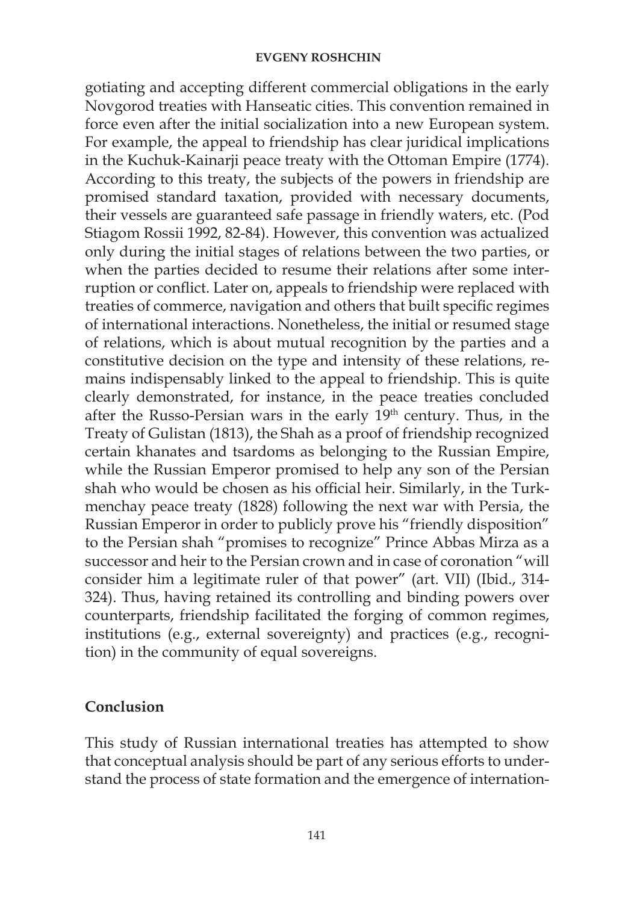gotiating and accepting different commercial obligations in the early Novgorod treaties with Hanseatic cities. This convention remained in force even after the initial socialization into a new European system. For example, the appeal to friendship has clear juridical implications in the Kuchuk-Kainarji peace treaty with the Ottoman Empire (1774). According to this treaty, the subjects of the powers in friendship are promised standard taxation, provided with necessary documents, their vessels are guaranteed safe passage in friendly waters, etc. (Pod Stiagom Rossii 1992, 82-84). However, this convention was actualized only during the initial stages of relations between the two parties, or when the parties decided to resume their relations after some interruption or conflict. Later on, appeals to friendship were replaced with treaties of commerce, navigation and others that built specific regimes of international interactions. Nonetheless, the initial or resumed stage of relations, which is about mutual recognition by the parties and a constitutive decision on the type and intensity of these relations, remains indispensably linked to the appeal to friendship. This is quite clearly demonstrated, for instance, in the peace treaties concluded after the Russo-Persian wars in the early 19th century. Thus, in the Treaty of Gulistan (1813), the Shah as a proof of friendship recognized certain khanates and tsardoms as belonging to the Russian Empire, while the Russian Emperor promised to help any son of the Persian shah who would be chosen as his official heir. Similarly, in the Turkmenchay peace treaty (1828) following the next war with Persia, the Russian Emperor in order to publicly prove his "friendly disposition" to the Persian shah "promises to recognize" Prince Abbas Mirza as a successor and heir to the Persian crown and in case of coronation "will consider him a legitimate ruler of that power" (art. VII) (Ibid., 314-324). Thus, having retained its controlling and binding powers over counterparts, friendship facilitated the forging of common regimes, institutions (e.g., external sovereignty) and practices (e.g., recognition) in the community of equal sovereigns.

## Conclusion

This study of Russian international treaties has attempted to show that conceptual analysis should be part of any serious efforts to understand the process of state formation and the emergence of internation-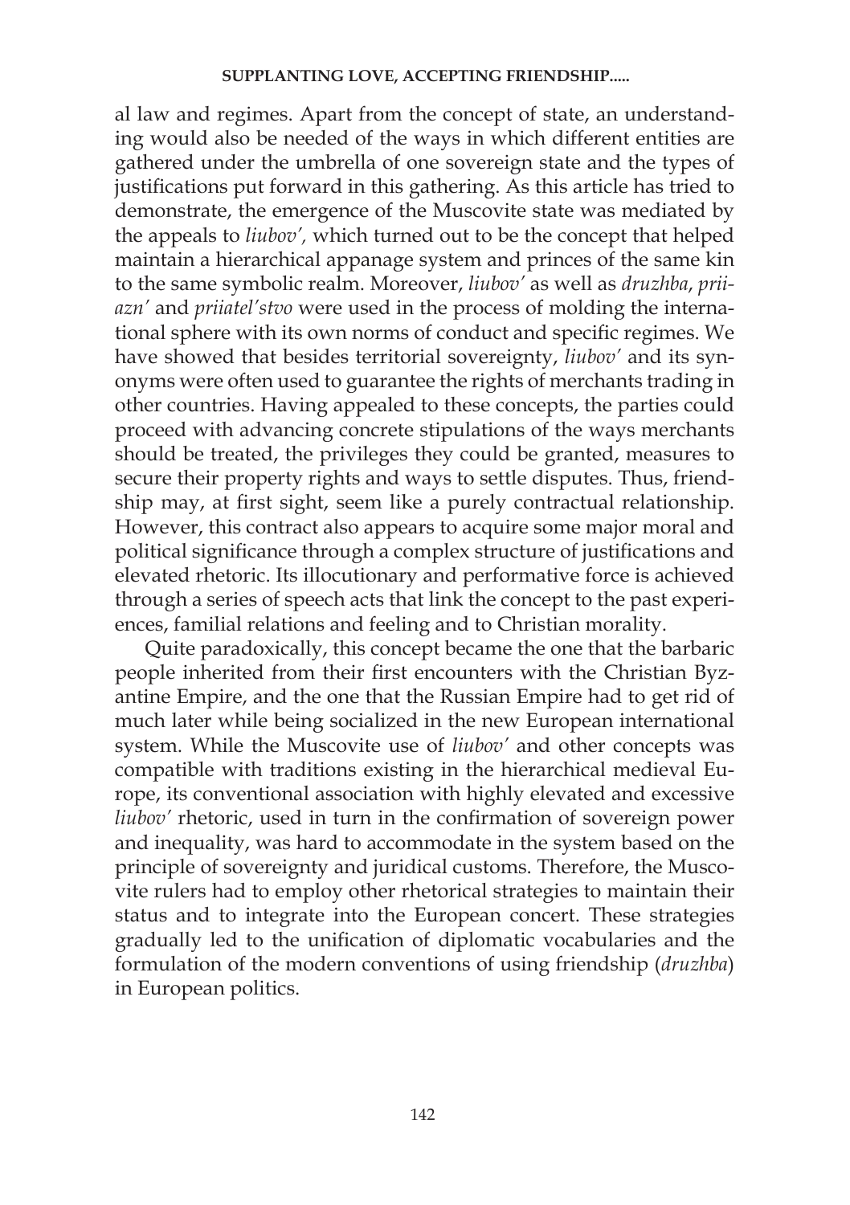al law and regimes. Apart from the concept of state, an understanding would also be needed of the ways in which different entities are gathered under the umbrella of one sovereign state and the types of justifications put forward in this gathering. As this article has tried to demonstrate, the emergence of the Muscovite state was mediated by the appeals to *liubov',* which turned out to be the concept that helped maintain a hierarchical appanage system and princes of the same kin to the same symbolic realm. Moreover, *liubov'* as well as *druzhba*, *priiazn'* and *priiatel'stvo* were used in the process of molding the international sphere with its own norms of conduct and specific regimes. We have showed that besides territorial sovereignty, *liubov'* and its synonyms were often used to guarantee the rights of merchants trading in other countries. Having appealed to these concepts, the parties could proceed with advancing concrete stipulations of the ways merchants should be treated, the privileges they could be granted, measures to secure their property rights and ways to settle disputes. Thus, friendship may, at first sight, seem like a purely contractual relationship. However, this contract also appears to acquire some major moral and political significance through a complex structure of justifications and elevated rhetoric. Its illocutionary and performative force is achieved through a series of speech acts that link the concept to the past experiences, familial relations and feeling and to Christian morality.

Quite paradoxically, this concept became the one that the barbaric people inherited from their first encounters with the Christian Byzantine Empire, and the one that the Russian Empire had to get rid of much later while being socialized in the new European international system. While the Muscovite use of *liubov'* and other concepts was compatible with traditions existing in the hierarchical medieval Europe, its conventional association with highly elevated and excessive *liubov'* rhetoric, used in turn in the confirmation of sovereign power and inequality, was hard to accommodate in the system based on the principle of sovereignty and juridical customs. Therefore, the Muscovite rulers had to employ other rhetorical strategies to maintain their status and to integrate into the European concert. These strategies gradually led to the unification of diplomatic vocabularies and the formulation of the modern conventions of using friendship (*druzhba*) in European politics.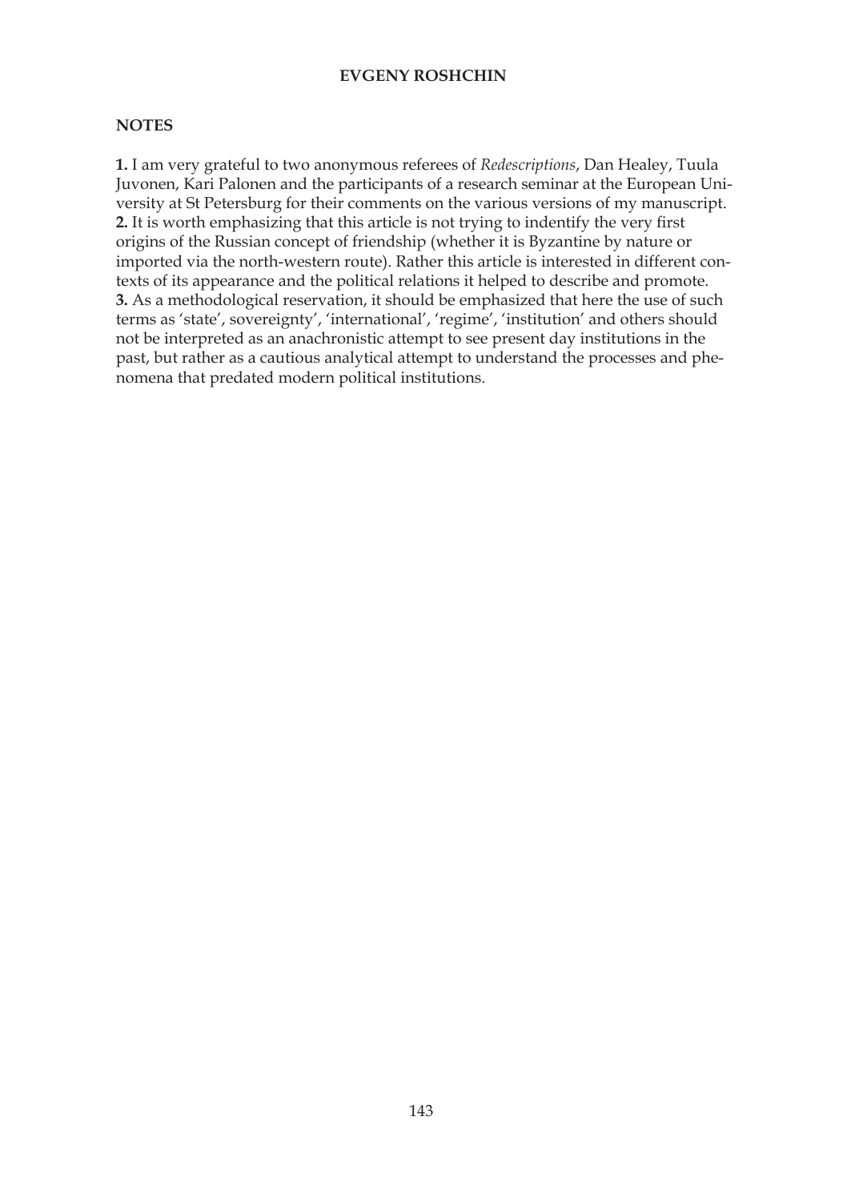## NOTES

**1.** I am very grateful to two anonymous referees of *Redescriptions*, Dan Healey, Tuula Juvonen, Kari Palonen and the participants of a research seminar at the European University at St Petersburg for their comments on the various versions of my manuscript.
**2.** It is worth emphasizing that this article is not trying to indentify the very first origins of the Russian concept of friendship (whether it is Byzantine by nature or imported via the north-western route). Rather this article is interested in different contexts of its appearance and the political relations it helped to describe and promote.
**3.** As a methodological reservation, it should be emphasized that here the use of such terms as 'state', sovereignty', 'international', 'regime', 'institution' and others should not be interpreted as an anachronistic attempt to see present day institutions in the past, but rather as a cautious analytical attempt to understand the processes and phenomena that predated modern political institutions.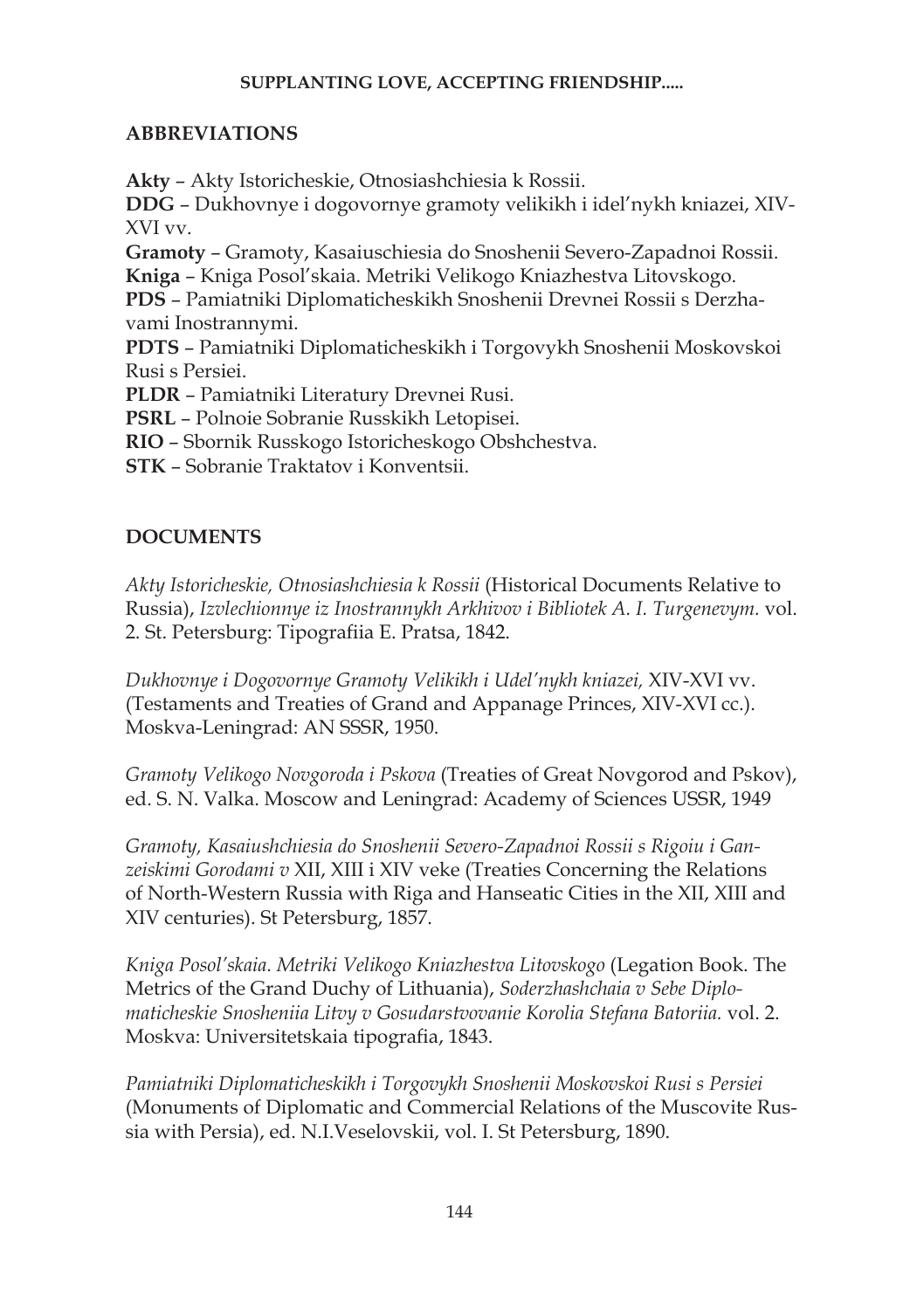## ABBREVIATIONS

**Akty** – Akty Istoricheskie, Otnosiashchiesia k Rossii.
**DDG** – Dukhovnye i dogovornye gramoty velikikh i idel'nykh kniazei, XIV-XVI vv.
**Gramoty** – Gramoty, Kasaiuschiesia do Snoshenii Severo-Zapadnoi Rossii.
**Kniga** – Kniga Posol'skaia. Metriki Velikogo Kniazhestva Litovskogo.
**PDS** – Pamiatniki Diplomaticheskikh Snoshenii Drevnei Rossii s Derzhavami Inostrannymi.
**PDTS** – Pamiatniki Diplomaticheskikh i Torgovykh Snoshenii Moskovskoi Rusi s Persiei.
**PLDR** – Pamiatniki Literatury Drevnei Rusi.
**PSRL** – Polnoie Sobranie Russkikh Letopisei.
**RIO** – Sbornik Russkogo Istoricheskogo Obshchestva.
**STK** – Sobranie Traktatov i Konventsii.

## DOCUMENTS

*Akty Istoricheskie, Otnosiashchiesia k Rossii* (Historical Documents Relative to Russia), *Izvlechionnye iz Inostrannykh Arkhivov i Bibliotek A. I. Turgenevym.* vol. 2. St. Petersburg: Tipografiia E. Pratsa, 1842.

*Dukhovnye i Dogovornye Gramoty Velikikh i Udel'nykh kniazei,* XIV-XVI vv. (Testaments and Treaties of Grand and Appanage Princes, XIV-XVI cc.). Moskva-Leningrad: AN SSSR, 1950.

*Gramoty Velikogo Novgoroda i Pskova* (Treaties of Great Novgorod and Pskov), ed. S. N. Valka. Moscow and Leningrad: Academy of Sciences USSR, 1949

*Gramoty, Kasaiushchiesia do Snoshenii Severo-Zapadnoi Rossii s Rigoiu i Ganzeiskimi Gorodami v* XII, XIII i XIV veke (Treaties Concerning the Relations of North-Western Russia with Riga and Hanseatic Cities in the XII, XIII and XIV centuries). St Petersburg, 1857.

*Kniga Posol'skaia. Metriki Velikogo Kniazhestva Litovskogo* (Legation Book. The Metrics of the Grand Duchy of Lithuania), *Soderzhashchaia v Sebe Diplomaticheskie Snosheniia Litvy v Gosudarstvovanie Korolia Stefana Batoriia.* vol. 2. Moskva: Universitetskaia tipografia, 1843.

*Pamiatniki Diplomaticheskikh i Torgovykh Snoshenii Moskovskoi Rusi s Persiei* (Monuments of Diplomatic and Commercial Relations of the Muscovite Russia with Persia), ed. N.I.Veselovskii, vol. I. St Petersburg, 1890.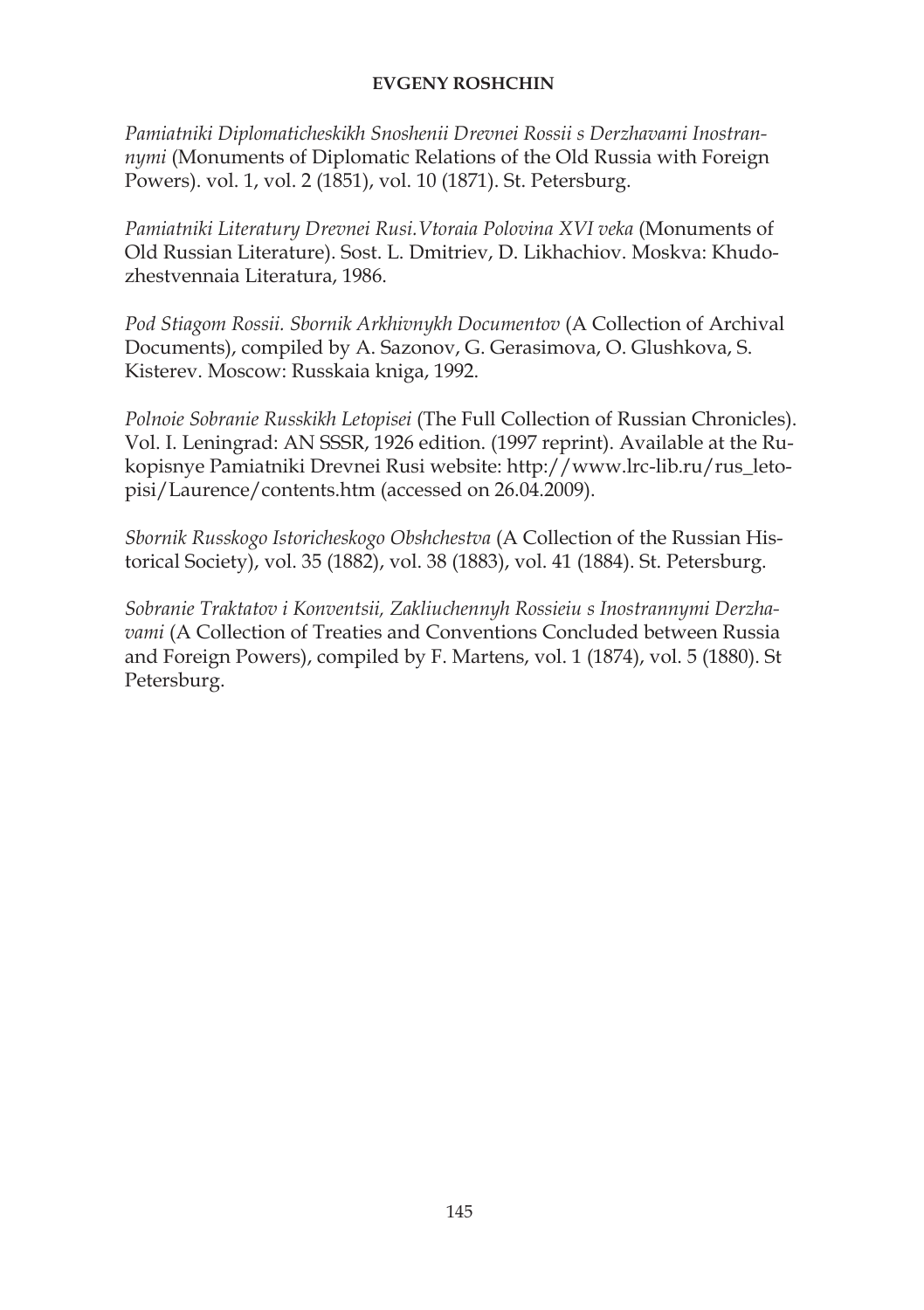*Pamiatniki Diplomaticheskikh Snoshenii Drevnei Rossii s Derzhavami Inostrannymi* (Monuments of Diplomatic Relations of the Old Russia with Foreign Powers). vol. 1, vol. 2 (1851), vol. 10 (1871). St. Petersburg.

*Pamiatniki Literatury Drevnei Rusi.Vtoraia Polovina XVI veka* (Monuments of Old Russian Literature). Sost. L. Dmitriev, D. Likhachiov. Moskva: Khudozhestvennaia Literatura, 1986.

*Pod Stiagom Rossii. Sbornik Arkhivnykh Documentov* (A Collection of Archival Documents), compiled by A. Sazonov, G. Gerasimova, O. Glushkova, S. Kisterev. Moscow: Russkaia kniga, 1992.

*Polnoie Sobranie Russkikh Letopisei* (The Full Collection of Russian Chronicles). Vol. I. Leningrad: AN SSSR, 1926 edition. (1997 reprint). Available at the Rukopisnye Pamiatniki Drevnei Rusi website: http://www.lrc-lib.ru/rus_letopisi/Laurence/contents.htm (accessed on 26.04.2009).

*Sbornik Russkogo Istoricheskogo Obshchestva* (A Collection of the Russian Historical Society), vol. 35 (1882), vol. 38 (1883), vol. 41 (1884). St. Petersburg.

*Sobranie Traktatov i Konventsii, Zakliuchennyh Rossieiu s Inostrannymi Derzhavami* (A Collection of Treaties and Conventions Concluded between Russia and Foreign Powers), compiled by F. Martens, vol. 1 (1874), vol. 5 (1880). St Petersburg.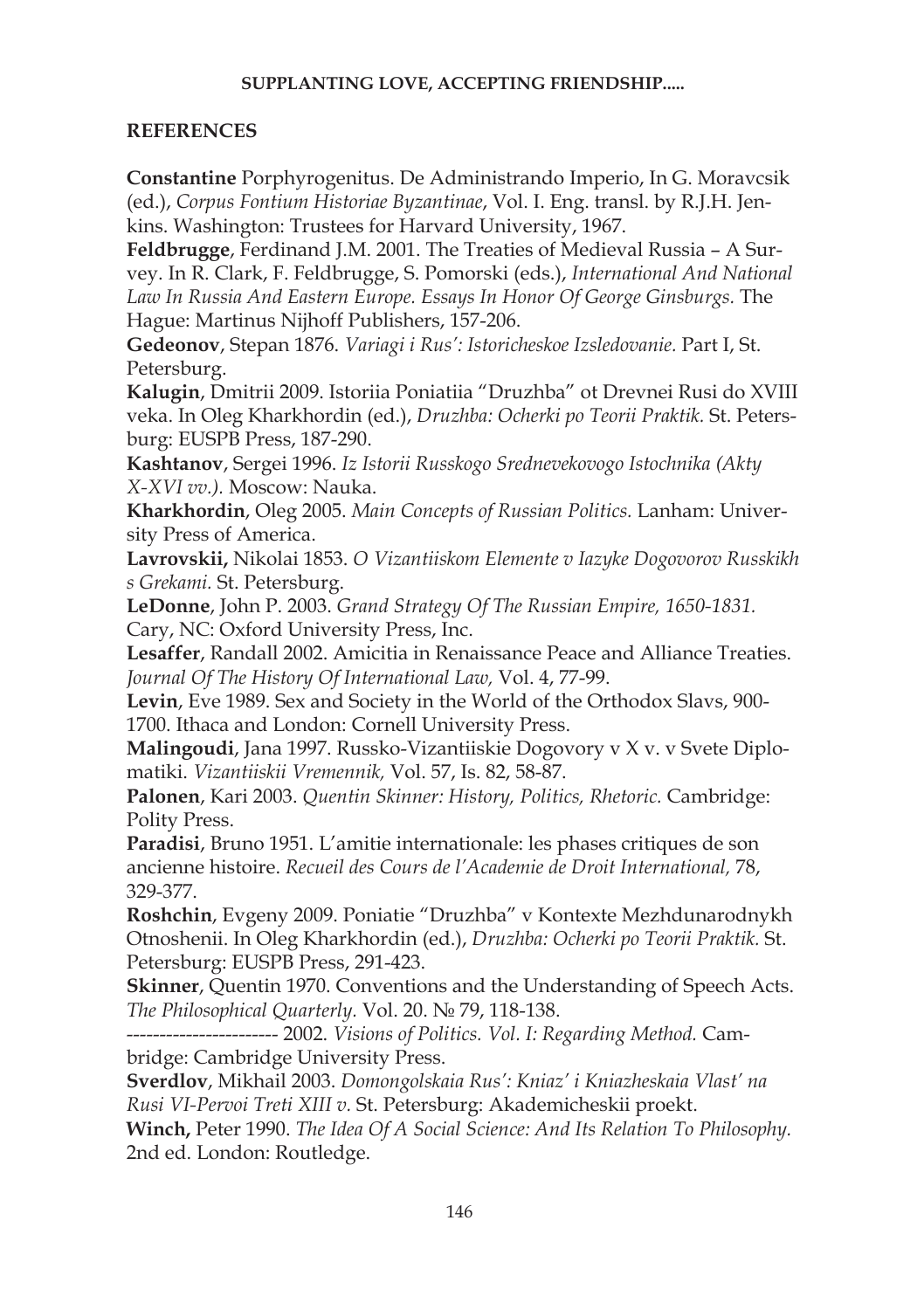## REFERENCES

**Constantine** Porphyrogenitus. De Administrando Imperio, In G. Moravcsik (ed.), *Corpus Fontium Historiae Byzantinae*, Vol. I. Eng. transl. by R.J.H. Jenkins. Washington: Trustees for Harvard University, 1967.

**Feldbrugge**, Ferdinand J.M. 2001. The Treaties of Medieval Russia – A Survey. In R. Clark, F. Feldbrugge, S. Pomorski (eds.), *International And National Law In Russia And Eastern Europe. Essays In Honor Of George Ginsburgs.* The Hague: Martinus Nijhoff Publishers, 157-206.

**Gedeonov**, Stepan 1876. *Variagi i Rus': Istoricheskoe Izsledovanie.* Part I, St. Petersburg.

**Kalugin**, Dmitrii 2009. Istoriia Poniatiia "Druzhba" ot Drevnei Rusi do XVIII veka. In Oleg Kharkhordin (ed.), *Druzhba: Ocherki po Teorii Praktik.* St. Petersburg: EUSPB Press, 187-290.

**Kashtanov**, Sergei 1996. *Iz Istorii Russkogo Srednevekovogo Istochnika (Akty X-XVI vv.).* Moscow: Nauka.

**Kharkhordin**, Oleg 2005. *Main Concepts of Russian Politics.* Lanham: University Press of America.

**Lavrovskii,** Nikolai 1853. *O Vizantiiskom Elemente v Iazyke Dogovorov Russkikh s Grekami.* St. Petersburg.

**LeDonne**, John P. 2003. *Grand Strategy Of The Russian Empire, 1650-1831.* Cary, NC: Oxford University Press, Inc.

**Lesaffer**, Randall 2002. Amicitia in Renaissance Peace and Alliance Treaties. *Journal Of The History Of International Law,* Vol. 4, 77-99.

**Levin**, Eve 1989. Sex and Society in the World of the Orthodox Slavs, 900-1700. Ithaca and London: Cornell University Press.

**Malingoudi**, Jana 1997. Russko-Vizantiiskie Dogovory v X v. v Svete Diplomatiki. *Vizantiiskii Vremennik,* Vol. 57, Is. 82, 58-87.

**Palonen**, Kari 2003. *Quentin Skinner: History, Politics, Rhetoric.* Cambridge: Polity Press.

**Paradisi**, Bruno 1951. L'amitie internationale: les phases critiques de son ancienne histoire. *Recueil des Cours de l'Academie de Droit International,* 78, 329-377.

**Roshchin**, Evgeny 2009. Poniatie "Druzhba" v Kontexte Mezhdunarodnykh Otnoshenii. In Oleg Kharkhordin (ed.), *Druzhba: Ocherki po Teorii Praktik.* St. Petersburg: EUSPB Press, 291-423.

**Skinner**, Quentin 1970. Conventions and the Understanding of Speech Acts. *The Philosophical Quarterly.* Vol. 20. № 79, 118-138.

----------------------- 2002. *Visions of Politics. Vol. I: Regarding Method.* Cambridge: Cambridge University Press.

**Sverdlov**, Mikhail 2003. *Domongolskaia Rus': Kniaz' i Kniazheskaia Vlast' na Rusi VI-Pervoi Treti XIII v.* St. Petersburg: Akademicheskii proekt.

**Winch,** Peter 1990. *The Idea Of A Social Science: And Its Relation To Philosophy.* 2nd ed. London: Routledge.